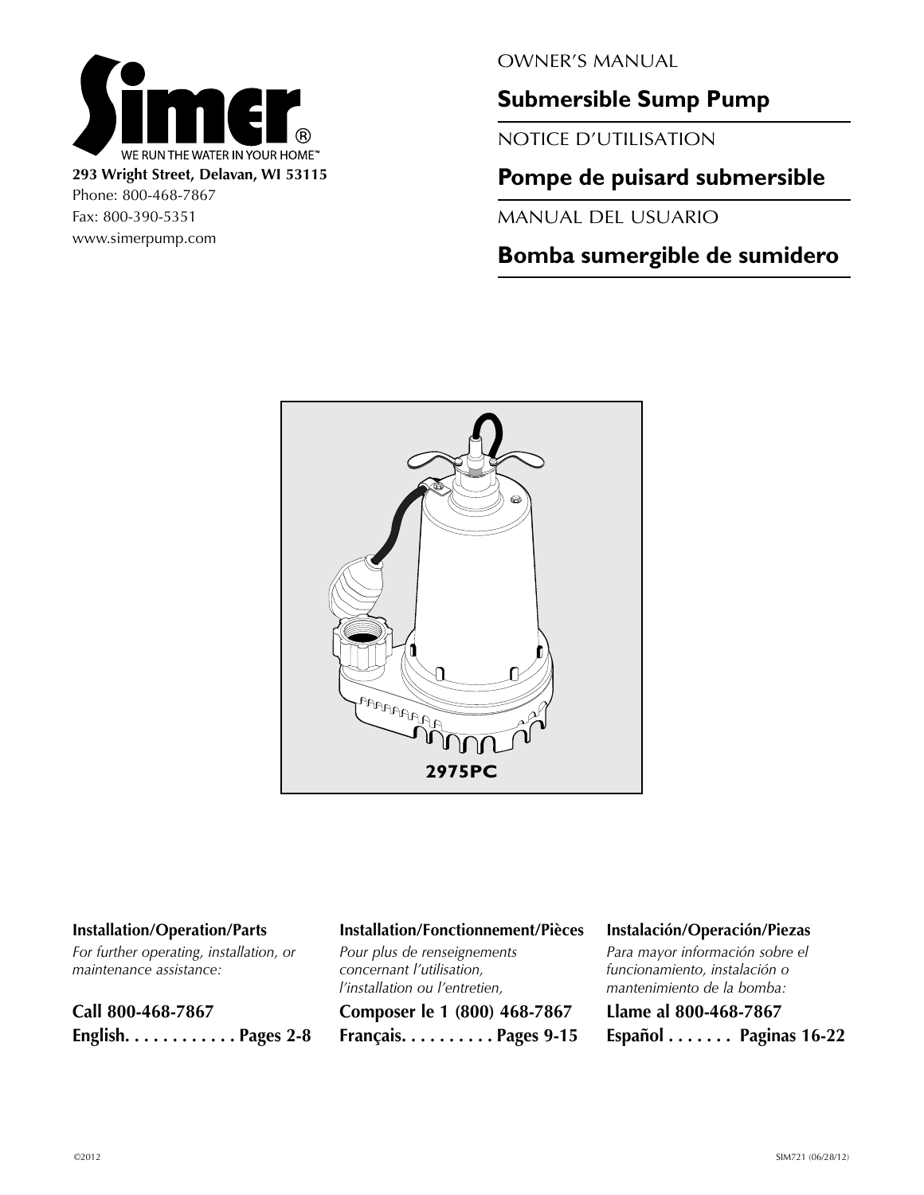Simer®

WE RUN THE WATER IN YOUR HOME™

**293 Wright Street, Delavan, WI 53115**
Phone: 800-468-7867
Fax: 800-390-5351
www.simerpump.com

OWNER'S MANUAL

# Submersible Sump Pump

NOTICE D'UTILISATION

# Pompe de puisard submersible

MANUAL DEL USUARIO

# Bomba sumergible de sumidero

**2975PC**

**Installation/Operation/Parts**

*For further operating, installation, or maintenance assistance:*

**Call 800-468-7867**
**English. . . . . . . . . . . . Pages 2-8**

**Installation/Fonctionnement/Pièces**

*Pour plus de renseignements concernant l'utilisation, l'installation ou l'entretien,*

**Composer le 1 (800) 468-7867**
**Français. . . . . . . . . . Pages 9-15**

**Instalación/Operación/Piezas**

*Para mayor información sobre el funcionamiento, instalación o mantenimiento de la bomba:*

**Llame al 800-468-7867**
**Español . . . . . . . Paginas 16-22**

©2012

SIM721 (06/28/12)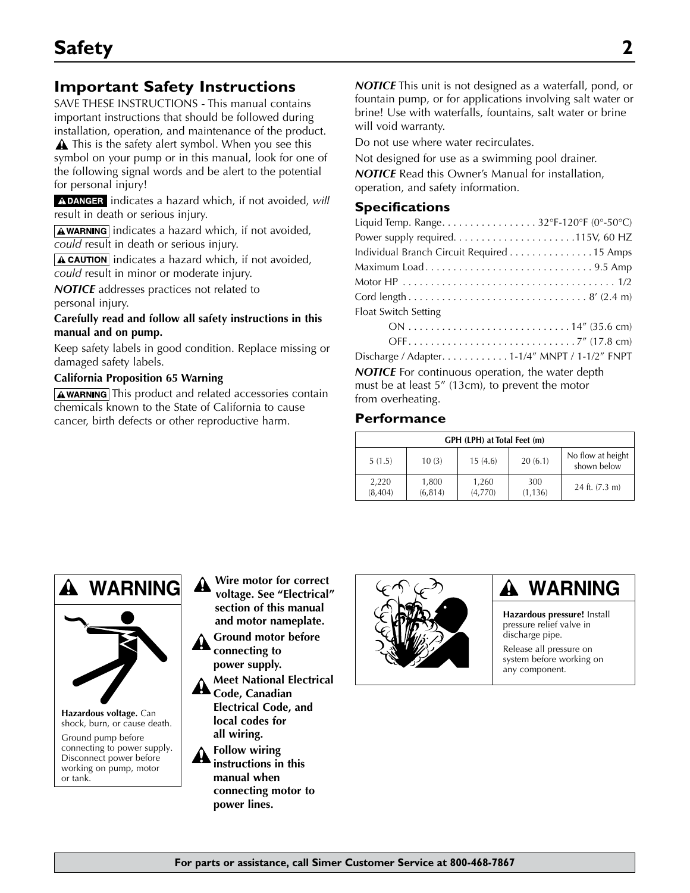# Safety

## Important Safety Instructions

SAVE THESE INSTRUCTIONS - This manual contains important instructions that should be followed during installation, operation, and maintenance of the product.

⚠ This is the safety alert symbol. When you see this symbol on your pump or in this manual, look for one of the following signal words and be alert to the potential for personal injury!

**⚠DANGER** indicates a hazard which, if not avoided, *will* result in death or serious injury.

**⚠WARNING** indicates a hazard which, if not avoided, *could* result in death or serious injury.

**⚠CAUTION** indicates a hazard which, if not avoided, *could* result in minor or moderate injury.

***NOTICE*** addresses practices not related to personal injury.

**Carefully read and follow all safety instructions in this manual and on pump.**

Keep safety labels in good condition. Replace missing or damaged safety labels.

**California Proposition 65 Warning**

**⚠WARNING** This product and related accessories contain chemicals known to the State of California to cause cancer, birth defects or other reproductive harm.

***NOTICE*** This unit is not designed as a waterfall, pond, or fountain pump, or for applications involving salt water or brine! Use with waterfalls, fountains, salt water or brine will void warranty.

Do not use where water recirculates.

Not designed for use as a swimming pool drainer.

***NOTICE*** Read this Owner's Manual for installation, operation, and safety information.

### Specifications

Liquid Temp. Range. . . . . . . . . . . . . . . . . 32°F-120°F (0°-50°C)
Power supply required. . . . . . . . . . . . . . . . . . . . .115V, 60 HZ
Individual Branch Circuit Required . . . . . . . . . . . . . . 15 Amps
Maximum Load . . . . . . . . . . . . . . . . . . . . . . . . . . . . . 9.5 Amp
Motor HP . . . . . . . . . . . . . . . . . . . . . . . . . . . . . . . . . . . . . 1/2
Cord length . . . . . . . . . . . . . . . . . . . . . . . . . . . . . . . . 8' (2.4 m)
Float Switch Setting
- ON . . . . . . . . . . . . . . . . . . . . . . . . . . . . 14" (35.6 cm)
- OFF . . . . . . . . . . . . . . . . . . . . . . . . . . . . . 7" (17.8 cm)

Discharge / Adapter. . . . . . . . . . . . 1-1/4" MNPT / 1-1/2" FNPT

***NOTICE*** For continuous operation, the water depth must be at least 5" (13cm), to prevent the motor from overheating.

### Performance

| GPH (LPH) at Total Feet (m) | | | | |
|---|---|---|---|---|
| 5 (1.5) | 10 (3) | 15 (4.6) | 20 (6.1) | No flow at height shown below |
| 2,220 (8,404) | 1,800 (6,814) | 1,260 (4,770) | 300 (1,136) | 24 ft. (7.3 m) |

**⚠ WARNING**

**Hazardous voltage.** Can shock, burn, or cause death.

Ground pump before connecting to power supply. Disconnect power before working on pump, motor or tank.

⚠ **Wire motor for correct voltage. See "Electrical" section of this manual and motor nameplate.**

⚠ **Ground motor before connecting to power supply.**

⚠ **Meet National Electrical Code, Canadian Electrical Code, and local codes for all wiring.**

⚠ **Follow wiring instructions in this manual when connecting motor to power lines.**

**⚠ WARNING**

**Hazardous pressure!** Install pressure relief valve in discharge pipe.

Release all pressure on system before working on any component.

**For parts or assistance, call Simer Customer Service at 800-468-7867**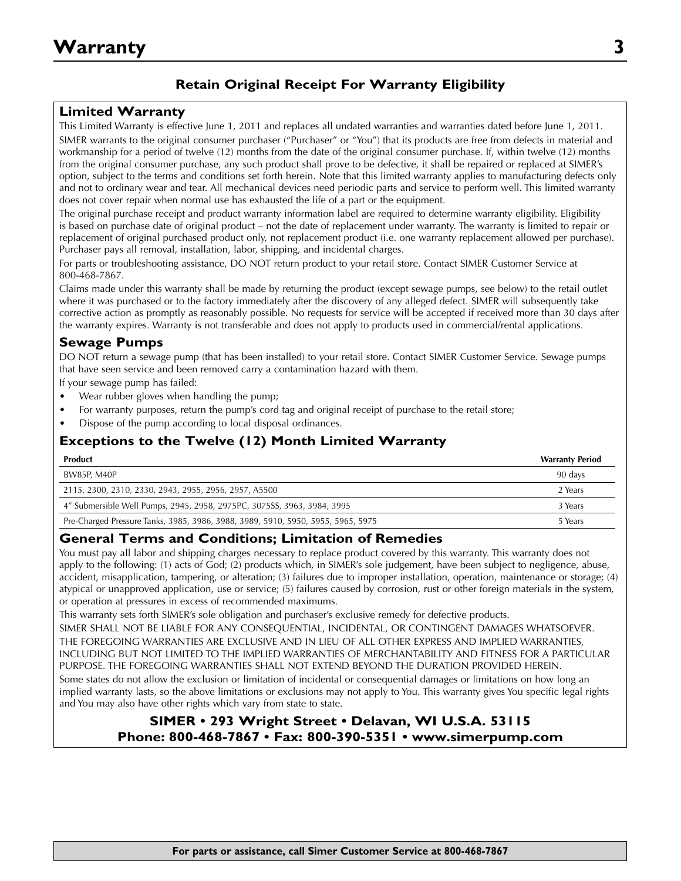# Warranty

### Retain Original Receipt For Warranty Eligibility

## Limited Warranty

This Limited Warranty is effective June 1, 2011 and replaces all undated warranties and warranties dated before June 1, 2011.

SIMER warrants to the original consumer purchaser ("Purchaser" or "You") that its products are free from defects in material and workmanship for a period of twelve (12) months from the date of the original consumer purchase. If, within twelve (12) months from the original consumer purchase, any such product shall prove to be defective, it shall be repaired or replaced at SIMER's option, subject to the terms and conditions set forth herein. Note that this limited warranty applies to manufacturing defects only and not to ordinary wear and tear. All mechanical devices need periodic parts and service to perform well. This limited warranty does not cover repair when normal use has exhausted the life of a part or the equipment.

The original purchase receipt and product warranty information label are required to determine warranty eligibility. Eligibility is based on purchase date of original product – not the date of replacement under warranty. The warranty is limited to repair or replacement of original purchased product only, not replacement product (i.e. one warranty replacement allowed per purchase). Purchaser pays all removal, installation, labor, shipping, and incidental charges.

For parts or troubleshooting assistance, DO NOT return product to your retail store. Contact SIMER Customer Service at 800-468-7867.

Claims made under this warranty shall be made by returning the product (except sewage pumps, see below) to the retail outlet where it was purchased or to the factory immediately after the discovery of any alleged defect. SIMER will subsequently take corrective action as promptly as reasonably possible. No requests for service will be accepted if received more than 30 days after the warranty expires. Warranty is not transferable and does not apply to products used in commercial/rental applications.

## Sewage Pumps

DO NOT return a sewage pump (that has been installed) to your retail store. Contact SIMER Customer Service. Sewage pumps that have seen service and been removed carry a contamination hazard with them.

If your sewage pump has failed:

- Wear rubber gloves when handling the pump;
- For warranty purposes, return the pump's cord tag and original receipt of purchase to the retail store;
- Dispose of the pump according to local disposal ordinances.

## Exceptions to the Twelve (12) Month Limited Warranty

| Product | Warranty Period |
|---|---|
| BW85P, M40P | 90 days |
| 2115, 2300, 2310, 2330, 2943, 2955, 2956, 2957, A5500 | 2 Years |
| 4" Submersible Well Pumps, 2945, 2958, 2975PC, 3075SS, 3963, 3984, 3995 | 3 Years |
| Pre-Charged Pressure Tanks, 3985, 3986, 3988, 3989, 5910, 5950, 5955, 5965, 5975 | 5 Years |

## General Terms and Conditions; Limitation of Remedies

You must pay all labor and shipping charges necessary to replace product covered by this warranty. This warranty does not apply to the following: (1) acts of God; (2) products which, in SIMER's sole judgement, have been subject to negligence, abuse, accident, misapplication, tampering, or alteration; (3) failures due to improper installation, operation, maintenance or storage; (4) atypical or unapproved application, use or service; (5) failures caused by corrosion, rust or other foreign materials in the system, or operation at pressures in excess of recommended maximums.

This warranty sets forth SIMER's sole obligation and purchaser's exclusive remedy for defective products.

SIMER SHALL NOT BE LIABLE FOR ANY CONSEQUENTIAL, INCIDENTAL, OR CONTINGENT DAMAGES WHATSOEVER.

THE FOREGOING WARRANTIES ARE EXCLUSIVE AND IN LIEU OF ALL OTHER EXPRESS AND IMPLIED WARRANTIES, INCLUDING BUT NOT LIMITED TO THE IMPLIED WARRANTIES OF MERCHANTABILITY AND FITNESS FOR A PARTICULAR PURPOSE. THE FOREGOING WARRANTIES SHALL NOT EXTEND BEYOND THE DURATION PROVIDED HEREIN.

Some states do not allow the exclusion or limitation of incidental or consequential damages or limitations on how long an implied warranty lasts, so the above limitations or exclusions may not apply to You. This warranty gives You specific legal rights and You may also have other rights which vary from state to state.

**SIMER • 293 Wright Street • Delavan, WI U.S.A. 53115**
**Phone: 800-468-7867 • Fax: 800-390-5351 • www.simerpump.com**

**For parts or assistance, call Simer Customer Service at 800-468-7867**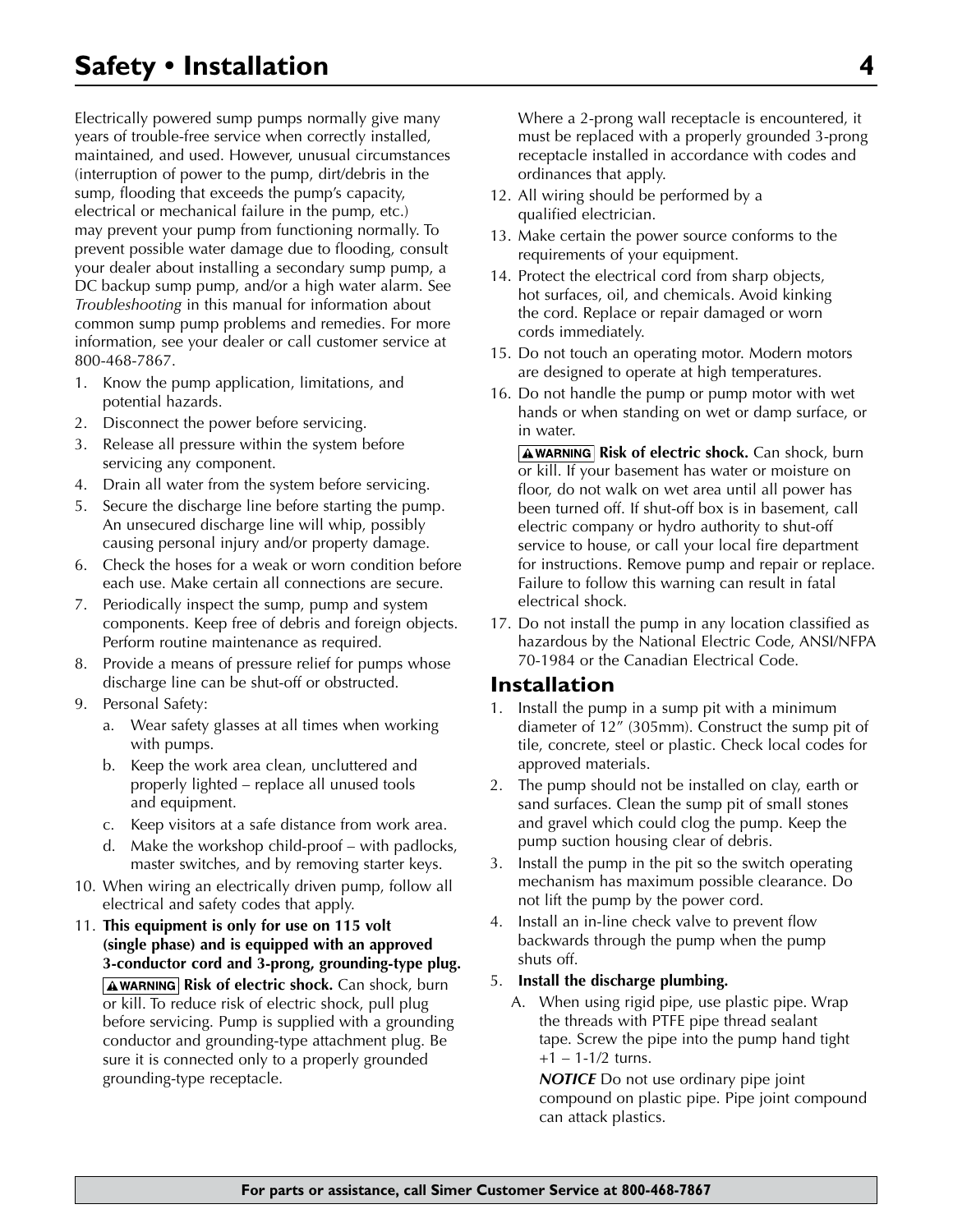# Safety • Installation

Electrically powered sump pumps normally give many years of trouble-free service when correctly installed, maintained, and used. However, unusual circumstances (interruption of power to the pump, dirt/debris in the sump, flooding that exceeds the pump's capacity, electrical or mechanical failure in the pump, etc.) may prevent your pump from functioning normally. To prevent possible water damage due to flooding, consult your dealer about installing a secondary sump pump, a DC backup sump pump, and/or a high water alarm. See *Troubleshooting* in this manual for information about common sump pump problems and remedies. For more information, see your dealer or call customer service at 800-468-7867.

1. Know the pump application, limitations, and potential hazards.
2. Disconnect the power before servicing.
3. Release all pressure within the system before servicing any component.
4. Drain all water from the system before servicing.
5. Secure the discharge line before starting the pump. An unsecured discharge line will whip, possibly causing personal injury and/or property damage.
6. Check the hoses for a weak or worn condition before each use. Make certain all connections are secure.
7. Periodically inspect the sump, pump and system components. Keep free of debris and foreign objects. Perform routine maintenance as required.
8. Provide a means of pressure relief for pumps whose discharge line can be shut-off or obstructed.
9. Personal Safety:
   a. Wear safety glasses at all times when working with pumps.
   b. Keep the work area clean, uncluttered and properly lighted – replace all unused tools and equipment.
   c. Keep visitors at a safe distance from work area.
   d. Make the workshop child-proof – with padlocks, master switches, and by removing starter keys.
10. When wiring an electrically driven pump, follow all electrical and safety codes that apply.
11. **This equipment is only for use on 115 volt (single phase) and is equipped with an approved 3-conductor cord and 3-prong, grounding-type plug.**

    **⚠WARNING Risk of electric shock.** Can shock, burn or kill. To reduce risk of electric shock, pull plug before servicing. Pump is supplied with a grounding conductor and grounding-type attachment plug. Be sure it is connected only to a properly grounded grounding-type receptacle.

    Where a 2-prong wall receptacle is encountered, it must be replaced with a properly grounded 3-prong receptacle installed in accordance with codes and ordinances that apply.
12. All wiring should be performed by a qualified electrician.
13. Make certain the power source conforms to the requirements of your equipment.
14. Protect the electrical cord from sharp objects, hot surfaces, oil, and chemicals. Avoid kinking the cord. Replace or repair damaged or worn cords immediately.
15. Do not touch an operating motor. Modern motors are designed to operate at high temperatures.
16. Do not handle the pump or pump motor with wet hands or when standing on wet or damp surface, or in water.

    **⚠WARNING Risk of electric shock.** Can shock, burn or kill. If your basement has water or moisture on floor, do not walk on wet area until all power has been turned off. If shut-off box is in basement, call electric company or hydro authority to shut-off service to house, or call your local fire department for instructions. Remove pump and repair or replace. Failure to follow this warning can result in fatal electrical shock.
17. Do not install the pump in any location classified as hazardous by the National Electric Code, ANSI/NFPA 70-1984 or the Canadian Electrical Code.

## Installation

1. Install the pump in a sump pit with a minimum diameter of 12" (305mm). Construct the sump pit of tile, concrete, steel or plastic. Check local codes for approved materials.
2. The pump should not be installed on clay, earth or sand surfaces. Clean the sump pit of small stones and gravel which could clog the pump. Keep the pump suction housing clear of debris.
3. Install the pump in the pit so the switch operating mechanism has maximum possible clearance. Do not lift the pump by the power cord.
4. Install an in-line check valve to prevent flow backwards through the pump when the pump shuts off.
5. **Install the discharge plumbing.**
   A. When using rigid pipe, use plastic pipe. Wrap the threads with PTFE pipe thread sealant tape. Screw the pipe into the pump hand tight +1 – 1-1/2 turns.

      ***NOTICE*** Do not use ordinary pipe joint compound on plastic pipe. Pipe joint compound can attack plastics.

**For parts or assistance, call Simer Customer Service at 800-468-7867**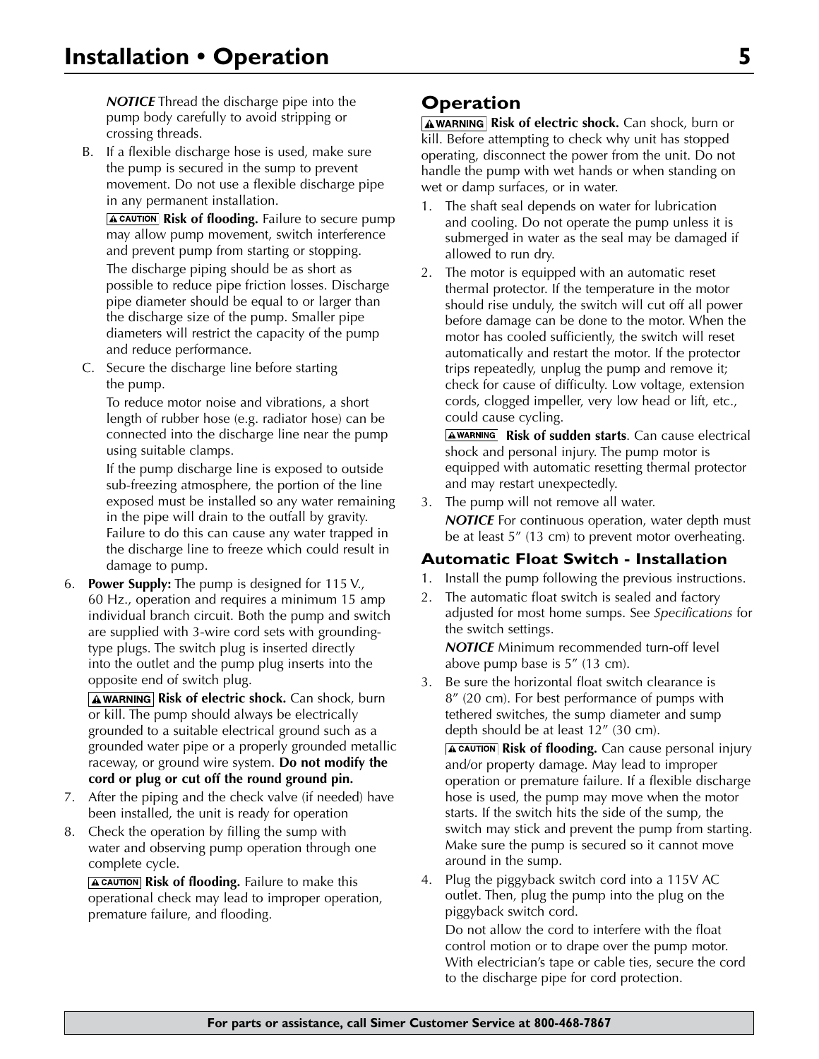*NOTICE* Thread the discharge pipe into the pump body carefully to avoid stripping or crossing threads.

B. If a flexible discharge hose is used, make sure the pump is secured in the sump to prevent movement. Do not use a flexible discharge pipe in any permanent installation.

   **⚠ CAUTION** **Risk of flooding.** Failure to secure pump may allow pump movement, switch interference and prevent pump from starting or stopping.

   The discharge piping should be as short as possible to reduce pipe friction losses. Discharge pipe diameter should be equal to or larger than the discharge size of the pump. Smaller pipe diameters will restrict the capacity of the pump and reduce performance.

C. Secure the discharge line before starting the pump.

   To reduce motor noise and vibrations, a short length of rubber hose (e.g. radiator hose) can be connected into the discharge line near the pump using suitable clamps.

   If the pump discharge line is exposed to outside sub-freezing atmosphere, the portion of the line exposed must be installed so any water remaining in the pipe will drain to the outfall by gravity. Failure to do this can cause any water trapped in the discharge line to freeze which could result in damage to pump.

6. **Power Supply:** The pump is designed for 115 V., 60 Hz., operation and requires a minimum 15 amp individual branch circuit. Both the pump and switch are supplied with 3-wire cord sets with grounding-type plugs. The switch plug is inserted directly into the outlet and the pump plug inserts into the opposite end of switch plug.

   **⚠ WARNING** **Risk of electric shock.** Can shock, burn or kill. The pump should always be electrically grounded to a suitable electrical ground such as a grounded water pipe or a properly grounded metallic raceway, or ground wire system. **Do not modify the cord or plug or cut off the round ground pin.**

7. After the piping and the check valve (if needed) have been installed, the unit is ready for operation

8. Check the operation by filling the sump with water and observing pump operation through one complete cycle.

   **⚠ CAUTION** **Risk of flooding.** Failure to make this operational check may lead to improper operation, premature failure, and flooding.

## Operation

**⚠ WARNING** **Risk of electric shock.** Can shock, burn or kill. Before attempting to check why unit has stopped operating, disconnect the power from the unit. Do not handle the pump with wet hands or when standing on wet or damp surfaces, or in water.

1. The shaft seal depends on water for lubrication and cooling. Do not operate the pump unless it is submerged in water as the seal may be damaged if allowed to run dry.
2. The motor is equipped with an automatic reset thermal protector. If the temperature in the motor should rise unduly, the switch will cut off all power before damage can be done to the motor. When the motor has cooled sufficiently, the switch will reset automatically and restart the motor. If the protector trips repeatedly, unplug the pump and remove it; check for cause of difficulty. Low voltage, extension cords, clogged impeller, very low head or lift, etc., could cause cycling.

   **⚠ WARNING** **Risk of sudden starts**. Can cause electrical shock and personal injury. The pump motor is equipped with automatic resetting thermal protector and may restart unexpectedly.

3. The pump will not remove all water.

   *NOTICE* For continuous operation, water depth must be at least 5" (13 cm) to prevent motor overheating.

### Automatic Float Switch - Installation

1. Install the pump following the previous instructions.
2. The automatic float switch is sealed and factory adjusted for most home sumps. See *Specifications* for the switch settings.

   *NOTICE* Minimum recommended turn-off level above pump base is 5" (13 cm).

3. Be sure the horizontal float switch clearance is 8" (20 cm). For best performance of pumps with tethered switches, the sump diameter and sump depth should be at least 12" (30 cm).

   **⚠ CAUTION** **Risk of flooding.** Can cause personal injury and/or property damage. May lead to improper operation or premature failure. If a flexible discharge hose is used, the pump may move when the motor starts. If the switch hits the side of the sump, the switch may stick and prevent the pump from starting. Make sure the pump is secured so it cannot move around in the sump.

4. Plug the piggyback switch cord into a 115V AC outlet. Then, plug the pump into the plug on the piggyback switch cord.

   Do not allow the cord to interfere with the float control motion or to drape over the pump motor. With electrician's tape or cable ties, secure the cord to the discharge pipe for cord protection.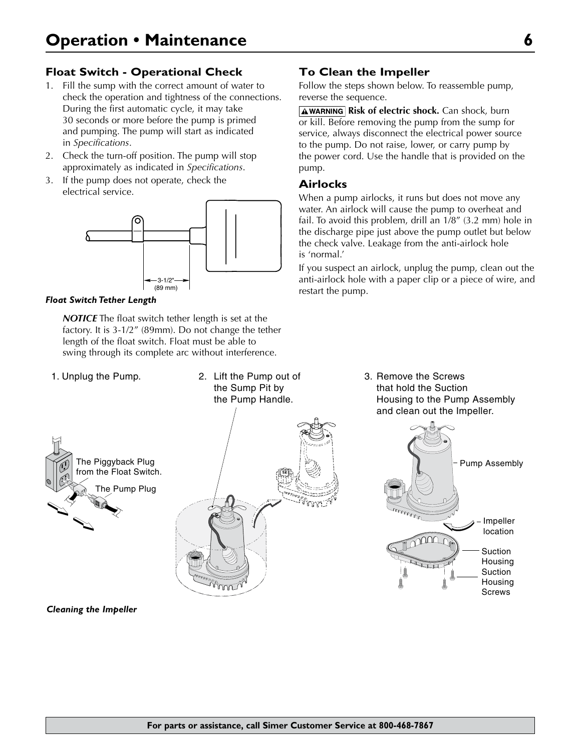# Operation • Maintenance

## Float Switch - Operational Check

1. Fill the sump with the correct amount of water to check the operation and tightness of the connections. During the first automatic cycle, it may take 30 seconds or more before the pump is primed and pumping. The pump will start as indicated in *Specifications*.
2. Check the turn-off position. The pump will stop approximately as indicated in *Specifications*.
3. If the pump does not operate, check the electrical service.

3-1/2" (89 mm)

***Float Switch Tether Length***

***NOTICE*** The float switch tether length is set at the factory. It is 3-1/2" (89mm). Do not change the tether length of the float switch. Float must be able to swing through its complete arc without interference.

## To Clean the Impeller

Follow the steps shown below. To reassemble pump, reverse the sequence.

**⚠WARNING Risk of electric shock.** Can shock, burn or kill. Before removing the pump from the sump for service, always disconnect the electrical power source to the pump. Do not raise, lower, or carry pump by the power cord. Use the handle that is provided on the pump.

## Airlocks

When a pump airlocks, it runs but does not move any water. An airlock will cause the pump to overheat and fail. To avoid this problem, drill an 1/8" (3.2 mm) hole in the discharge pipe just above the pump outlet but below the check valve. Leakage from the anti-airlock hole is 'normal.'

If you suspect an airlock, unplug the pump, clean out the anti-airlock hole with a paper clip or a piece of wire, and restart the pump.

1. Unplug the Pump.

The Piggyback Plug from the Float Switch.

The Pump Plug

2. Lift the Pump out of the Sump Pit by the Pump Handle.

3. Remove the Screws that hold the Suction Housing to the Pump Assembly and clean out the Impeller.

Pump Assembly

Impeller location

Suction Housing

Suction Housing Screws

***Cleaning the Impeller***

**For parts or assistance, call Simer Customer Service at 800-468-7867**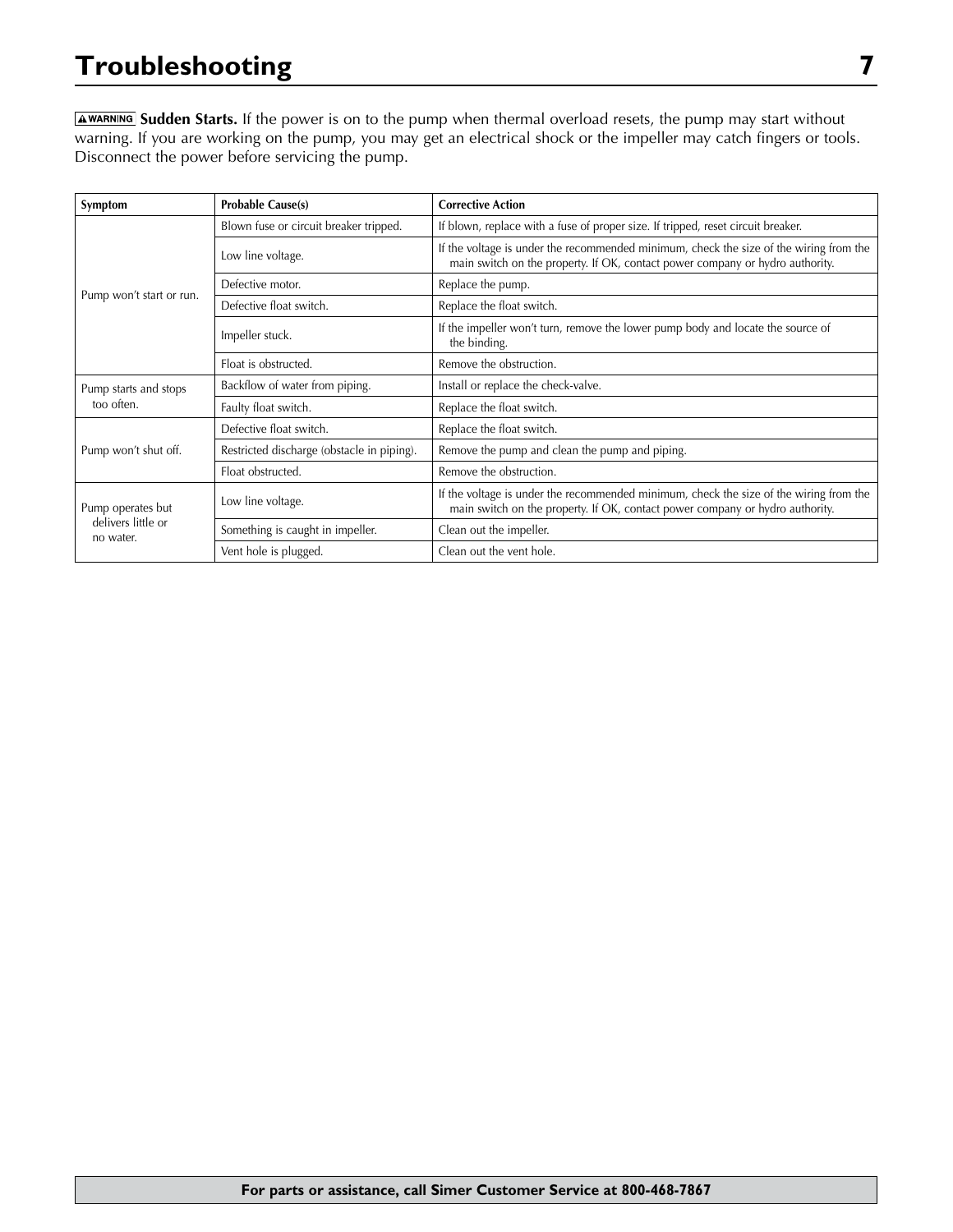# Troubleshooting

**⚠WARNING Sudden Starts.** If the power is on to the pump when thermal overload resets, the pump may start without warning. If you are working on the pump, you may get an electrical shock or the impeller may catch fingers or tools. Disconnect the power before servicing the pump.

| Symptom | Probable Cause(s) | Corrective Action |
|---|---|---|
| Pump won't start or run. | Blown fuse or circuit breaker tripped. | If blown, replace with a fuse of proper size. If tripped, reset circuit breaker. |
| | Low line voltage. | If the voltage is under the recommended minimum, check the size of the wiring from the main switch on the property. If OK, contact power company or hydro authority. |
| | Defective motor. | Replace the pump. |
| | Defective float switch. | Replace the float switch. |
| | Impeller stuck. | If the impeller won't turn, remove the lower pump body and locate the source of the binding. |
| | Float is obstructed. | Remove the obstruction. |
| Pump starts and stops too often. | Backflow of water from piping. | Install or replace the check-valve. |
| | Faulty float switch. | Replace the float switch. |
| Pump won't shut off. | Defective float switch. | Replace the float switch. |
| | Restricted discharge (obstacle in piping). | Remove the pump and clean the pump and piping. |
| | Float obstructed. | Remove the obstruction. |
| Pump operates but delivers little or no water. | Low line voltage. | If the voltage is under the recommended minimum, check the size of the wiring from the main switch on the property. If OK, contact power company or hydro authority. |
| | Something is caught in impeller. | Clean out the impeller. |
| | Vent hole is plugged. | Clean out the vent hole. |

**For parts or assistance, call Simer Customer Service at 800-468-7867**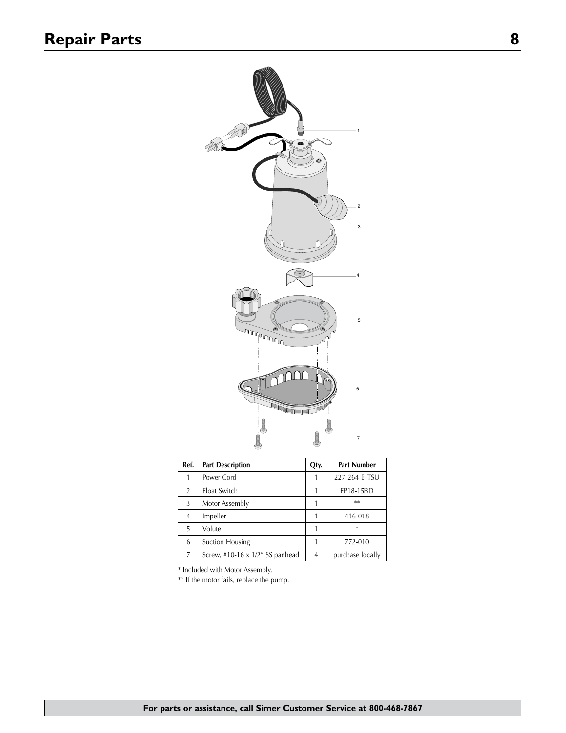# Repair Parts

| Ref. | Part Description | Qty. | Part Number |
|---|---|---|---|
| 1 | Power Cord | 1 | 227-264-B-TSU |
| 2 | Float Switch | 1 | FP18-15BD |
| 3 | Motor Assembly | 1 | ** |
| 4 | Impeller | 1 | 416-018 |
| 5 | Volute | 1 | * |
| 6 | Suction Housing | 1 | 772-010 |
| 7 | Screw, #10-16 x 1/2" SS panhead | 4 | purchase locally |

* Included with Motor Assembly.

** If the motor fails, replace the pump.

**For parts or assistance, call Simer Customer Service at 800-468-7867**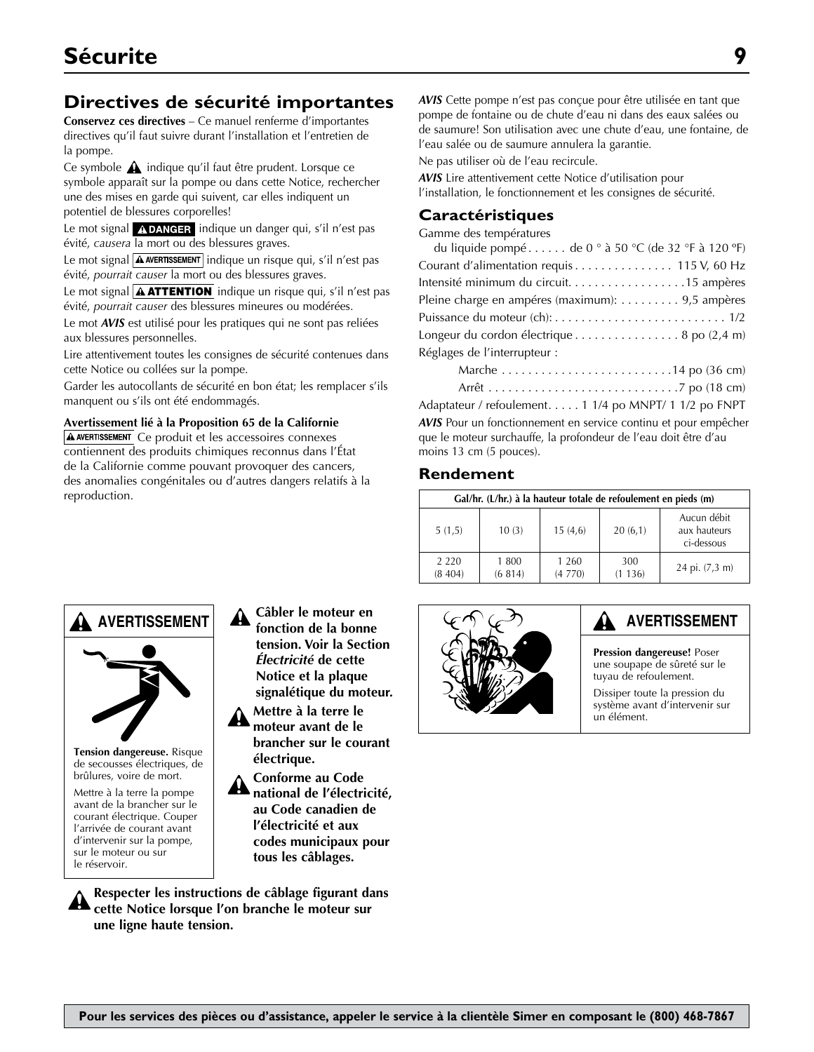# Sécurite

## Directives de sécurité importantes

**Conservez ces directives** – Ce manuel renferme d'importantes directives qu'il faut suivre durant l'installation et l'entretien de la pompe.

Ce symbole ⚠ indique qu'il faut être prudent. Lorsque ce symbole apparaît sur la pompe ou dans cette Notice, rechercher une des mises en garde qui suivent, car elles indiquent un potentiel de blessures corporelles!

Le mot signal **⚠DANGER** indique un danger qui, s'il n'est pas évité, *causera* la mort ou des blessures graves.

Le mot signal **⚠AVERTISSEMENT** indique un risque qui, s'il n'est pas évité, *pourrait causer* la mort ou des blessures graves.

Le mot signal **⚠ATTENTION** indique un risque qui, s'il n'est pas évité, *pourrait causer* des blessures mineures ou modérées.

Le mot ***AVIS*** est utilisé pour les pratiques qui ne sont pas reliées aux blessures personnelles.

Lire attentivement toutes les consignes de sécurité contenues dans cette Notice ou collées sur la pompe.

Garder les autocollants de sécurité en bon état; les remplacer s'ils manquent ou s'ils ont été endommagés.

**Avertissement lié à la Proposition 65 de la Californie**

**⚠AVERTISSEMENT** Ce produit et les accessoires connexes contiennent des produits chimiques reconnus dans l'État de la Californie comme pouvant provoquer des cancers, des anomalies congénitales ou d'autres dangers relatifs à la reproduction.

***AVIS*** Cette pompe n'est pas conçue pour être utilisée en tant que pompe de fontaine ou de chute d'eau ni dans des eaux salées ou de saumure! Son utilisation avec une chute d'eau, une fontaine, de l'eau salée ou de saumure annulera la garantie.

Ne pas utiliser où de l'eau recircule.

***AVIS*** Lire attentivement cette Notice d'utilisation pour l'installation, le fonctionnement et les consignes de sécurité.

### Caractéristiques

Gamme des températures
du liquide pompé . . . . . . de 0 ° à 50 °C (de 32 °F à 120 ºF)

Courant d'alimentation requis . . . . . . . . . . . . . . . 115 V, 60 Hz

Intensité minimum du circuit. . . . . . . . . . . . . . . . . . .15 ampères

Pleine charge en ampères (maximum): . . . . . . . . . 9,5 ampères

Puissance du moteur (ch): . . . . . . . . . . . . . . . . . . . . . . . . . . 1/2

Longeur du cordon électrique . . . . . . . . . . . . . . . . 8 po (2,4 m)

Réglages de l'interrupteur :

Marche . . . . . . . . . . . . . . . . . . . . . . . . . .14 po (36 cm)

Arrêt . . . . . . . . . . . . . . . . . . . . . . . . . . . . .7 po (18 cm)

Adaptateur / refoulement . . . . . 1 1/4 po MNPT/ 1 1/2 po FNPT

***AVIS*** Pour un fonctionnement en service continu et pour empêcher que le moteur surchauffe, la profondeur de l'eau doit être d'au moins 13 cm (5 pouces).

### Rendement

| Gal/hr. (L/hr.) à la hauteur totale de refoulement en pieds (m) | | | | |
|---|---|---|---|---|
| 5 (1,5) | 10 (3) | 15 (4,6) | 20 (6,1) | Aucun débit aux hauteurs ci-dessous |
| 2 220 (8 404) | 1 800 (6 814) | 1 260 (4 770) | 300 (1 136) | 24 pi. (7,3 m) |

**⚠ AVERTISSEMENT**

**Tension dangereuse.** Risque de secousses électriques, de brûlures, voire de mort.

Mettre à la terre la pompe avant de la brancher sur le courant électrique. Couper l'arrivée de courant avant d'intervenir sur la pompe, sur le moteur ou sur le réservoir.

⚠ **Câbler le moteur en fonction de la bonne tension. Voir la Section *Électricité* de cette Notice et la plaque signalétique du moteur.**

⚠ **Mettre à la terre le moteur avant de le brancher sur le courant électrique.**

⚠ **Conforme au Code national de l'électricité, au Code canadien de l'électricité et aux codes municipaux pour tous les câblages.**

⚠ **Respecter les instructions de câblage figurant dans cette Notice lorsque l'on branche le moteur sur une ligne haute tension.**

**⚠ AVERTISSEMENT**

**Pression dangereuse!** Poser une soupape de sûreté sur le tuyau de refoulement.

Dissiper toute la pression du système avant d'intervenir sur un élément.

**Pour les services des pièces ou d'assistance, appeler le service à la clientèle Simer en composant le (800) 468-7867**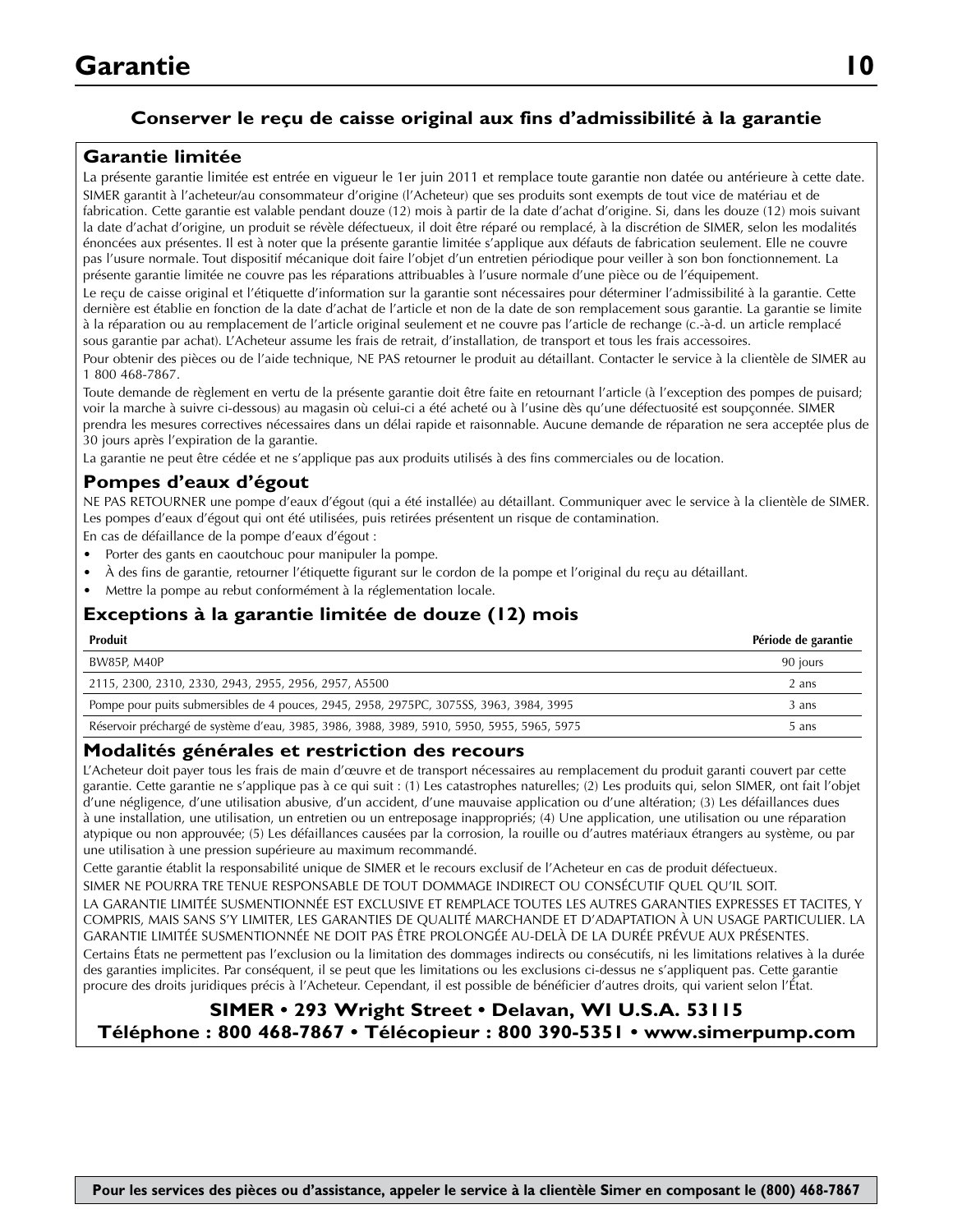# Garantie

### Conserver le reçu de caisse original aux fins d'admissibilité à la garantie

## Garantie limitée

La présente garantie limitée est entrée en vigueur le 1er juin 2011 et remplace toute garantie non datée ou antérieure à cette date.

SIMER garantit à l'acheteur/au consommateur d'origine (l'Acheteur) que ses produits sont exempts de tout vice de matériau et de fabrication. Cette garantie est valable pendant douze (12) mois à partir de la date d'achat d'origine. Si, dans les douze (12) mois suivant la date d'achat d'origine, un produit se révèle défectueux, il doit être réparé ou remplacé, à la discrétion de SIMER, selon les modalités énoncées aux présentes. Il est à noter que la présente garantie limitée s'applique aux défauts de fabrication seulement. Elle ne couvre pas l'usure normale. Tout dispositif mécanique doit faire l'objet d'un entretien périodique pour veiller à son bon fonctionnement. La présente garantie limitée ne couvre pas les réparations attribuables à l'usure normale d'une pièce ou de l'équipement.

Le reçu de caisse original et l'étiquette d'information sur la garantie sont nécessaires pour déterminer l'admissibilité à la garantie. Cette dernière est établie en fonction de la date d'achat de l'article et non de la date de son remplacement sous garantie. La garantie se limite à la réparation ou au remplacement de l'article original seulement et ne couvre pas l'article de rechange (c.-à-d. un article remplacé sous garantie par achat). L'Acheteur assume les frais de retrait, d'installation, de transport et tous les frais accessoires.

Pour obtenir des pièces ou de l'aide technique, NE PAS retourner le produit au détaillant. Contacter le service à la clientèle de SIMER au 1 800 468-7867.

Toute demande de règlement en vertu de la présente garantie doit être faite en retournant l'article (à l'exception des pompes de puisard; voir la marche à suivre ci-dessous) au magasin où celui-ci a été acheté ou à l'usine dès qu'une défectuosité est soupçonnée. SIMER prendra les mesures correctives nécessaires dans un délai rapide et raisonnable. Aucune demande de réparation ne sera acceptée plus de 30 jours après l'expiration de la garantie.

La garantie ne peut être cédée et ne s'applique pas aux produits utilisés à des fins commerciales ou de location.

## Pompes d'eaux d'égout

NE PAS RETOURNER une pompe d'eaux d'égout (qui a été installée) au détaillant. Communiquer avec le service à la clientèle de SIMER. Les pompes d'eaux d'égout qui ont été utilisées, puis retirées présentent un risque de contamination.

En cas de défaillance de la pompe d'eaux d'égout :

- Porter des gants en caoutchouc pour manipuler la pompe.
- À des fins de garantie, retourner l'étiquette figurant sur le cordon de la pompe et l'original du reçu au détaillant.
- Mettre la pompe au rebut conformément à la réglementation locale.

## Exceptions à la garantie limitée de douze (12) mois

| Produit | Période de garantie |
|---|---|
| BW85P, M40P | 90 jours |
| 2115, 2300, 2310, 2330, 2943, 2955, 2956, 2957, A5500 | 2 ans |
| Pompe pour puits submersibles de 4 pouces, 2945, 2958, 2975PC, 3075SS, 3963, 3984, 3995 | 3 ans |
| Réservoir préchargé de système d'eau, 3985, 3986, 3988, 3989, 5910, 5950, 5955, 5965, 5975 | 5 ans |

## Modalités générales et restriction des recours

L'Acheteur doit payer tous les frais de main d'œuvre et de transport nécessaires au remplacement du produit garanti couvert par cette garantie. Cette garantie ne s'applique pas à ce qui suit : (1) Les catastrophes naturelles; (2) Les produits qui, selon SIMER, ont fait l'objet d'une négligence, d'une utilisation abusive, d'un accident, d'une mauvaise application ou d'une altération; (3) Les défaillances dues à une installation, une utilisation, un entretien ou un entreposage inappropriés; (4) Une application, une utilisation ou une réparation atypique ou non approuvée; (5) Les défaillances causées par la corrosion, la rouille ou d'autres matériaux étrangers au système, ou par une utilisation à une pression supérieure au maximum recommandé.

Cette garantie établit la responsabilité unique de SIMER et le recours exclusif de l'Acheteur en cas de produit défectueux.

SIMER NE POURRA TRE TENUE RESPONSABLE DE TOUT DOMMAGE INDIRECT OU CONSÉCUTIF QUEL QU'IL SOIT.

LA GARANTIE LIMITÉE SUSMENTIONNÉE EST EXCLUSIVE ET REMPLACE TOUTES LES AUTRES GARANTIES EXPRESSES ET TACITES, Y COMPRIS, MAIS SANS S'Y LIMITER, LES GARANTIES DE QUALITÉ MARCHANDE ET D'ADAPTATION À UN USAGE PARTICULIER. LA GARANTIE LIMITÉE SUSMENTIONNÉE NE DOIT PAS ÊTRE PROLONGÉE AU-DELÀ DE LA DURÉE PRÉVUE AUX PRÉSENTES.

Certains États ne permettent pas l'exclusion ou la limitation des dommages indirects ou consécutifs, ni les limitations relatives à la durée des garanties implicites. Par conséquent, il se peut que les limitations ou les exclusions ci-dessus ne s'appliquent pas. Cette garantie procure des droits juridiques précis à l'Acheteur. Cependant, il est possible de bénéficier d'autres droits, qui varient selon l'État.

**SIMER • 293 Wright Street • Delavan, WI U.S.A. 53115**
**Téléphone : 800 468-7867 • Télécopieur : 800 390-5351 • www.simerpump.com**

**Pour les services des pièces ou d'assistance, appeler le service à la clientèle Simer en composant le (800) 468-7867**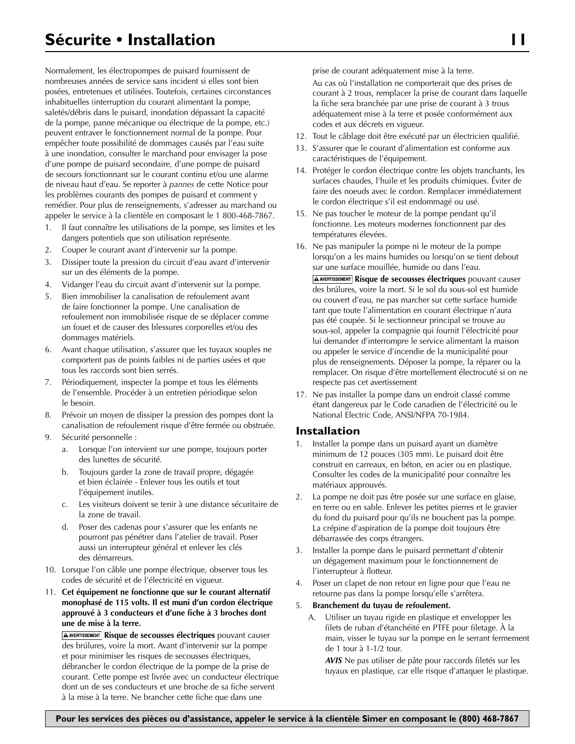# Sécurite • Installation

Normalement, les électropompes de puisard fournissent de nombreuses années de service sans incident si elles sont bien posées, entretenues et utilisées. Toutefois, certaines circonstances inhabituelles (interruption du courant alimentant la pompe, saletés/débris dans le puisard, inondation dépassant la capacité de la pompe, panne mécanique ou électrique de la pompe, etc.) peuvent entraver le fonctionnement normal de la pompe. Pour empêcher toute possibilité de dommages causés par l'eau suite à une inondation, consulter le marchand pour envisager la pose d'une pompe de puisard secondaire, d'une pompe de puisard de secours fonctionnant sur le courant continu et/ou une alarme de niveau haut d'eau. Se reporter à *pannes* de cette Notice pour les problèmes courants des pompes de puisard et comment y remédier. Pour plus de renseignements, s'adresser au marchand ou appeler le service à la clientèle en composant le 1 800-468-7867.

1. Il faut connaître les utilisations de la pompe, ses limites et les dangers potentiels que son utilisation représente.
2. Couper le courant avant d'intervenir sur la pompe.
3. Dissiper toute la pression du circuit d'eau avant d'intervenir sur un des éléments de la pompe.
4. Vidanger l'eau du circuit avant d'intervenir sur la pompe.
5. Bien immobiliser la canalisation de refoulement avant de faire fonctionner la pompe. Une canalisation de refoulement non immobilisée risque de se déplacer comme un fouet et de causer des blessures corporelles et/ou des dommages matériels.
6. Avant chaque utilisation, s'assurer que les tuyaux souples ne comportent pas de points faibles ni de parties usées et que tous les raccords sont bien serrés.
7. Périodiquement, inspecter la pompe et tous les éléments de l'ensemble. Procéder à un entretien périodique selon le besoin.
8. Prévoir un moyen de dissiper la pression des pompes dont la canalisation de refoulement risque d'être fermée ou obstruée.
9. Sécurité personnelle :
   a. Lorsque l'on intervient sur une pompe, toujours porter des lunettes de sécurité.
   b. Toujours garder la zone de travail propre, dégagée et bien éclairée - Enlever tous les outils et tout l'équipement inutiles.
   c. Les visiteurs doivent se tenir à une distance sécuritaire de la zone de travail.
   d. Poser des cadenas pour s'assurer que les enfants ne pourront pas pénétrer dans l'atelier de travail. Poser aussi un interrupteur général et enlever les clés des démarreurs.
10. Lorsque l'on câble une pompe électrique, observer tous les codes de sécurité et de l'électricité en vigueur.
11. **Cet équipement ne fonctionne que sur le courant alternatif monophasé de 115 volts. Il est muni d'un cordon électrique approuvé à 3 conducteurs et d'une fiche à 3 broches dont une de mise à la terre.**

    **⚠ AVERTISSEMENT Risque de secousses électriques** pouvant causer des brûlures, voire la mort. Avant d'intervenir sur la pompe et pour minimiser les risques de secousses électriques, débrancher le cordon électrique de la pompe de la prise de courant. Cette pompe est livrée avec un conducteur électrique dont un de ses conducteurs et une broche de sa fiche servent à la mise à la terre. Ne brancher cette fiche que dans une prise de courant adéquatement mise à la terre.

    Au cas où l'installation ne comporterait que des prises de courant à 2 trous, remplacer la prise de courant dans laquelle la fiche sera branchée par une prise de courant à 3 trous adéquatement mise à la terre et posée conformément aux codes et aux décrets en vigueur.
12. Tout le câblage doit être exécuté par un électricien qualifié.
13. S'assurer que le courant d'alimentation est conforme aux caractéristiques de l'équipement.
14. Protéger le cordon électrique contre les objets tranchants, les surfaces chaudes, l'huile et les produits chimiques. Éviter de faire des noeuds avec le cordon. Remplacer immédiatement le cordon électrique s'il est endommagé ou usé.
15. Ne pas toucher le moteur de la pompe pendant qu'il fonctionne. Les moteurs modernes fonctionnent par des températures élevées.
16. Ne pas manipuler la pompe ni le moteur de la pompe lorsqu'on a les mains humides ou lorsqu'on se tient debout sur une surface mouillée, humide ou dans l'eau.

    **⚠ AVERTISSEMENT Risque de secousses électriques** pouvant causer des brûlures, voire la mort. Si le sol du sous-sol est humide ou couvert d'eau, ne pas marcher sur cette surface humide tant que toute l'alimentation en courant électrique n'aura pas été coupée. Si le sectionneur principal se trouve au sous-sol, appeler la compagnie qui fournit l'électricité pour lui demander d'interrompre le service alimentant la maison ou appeler le service d'incendie de la municipalité pour plus de renseignements. Déposer la pompe, la réparer ou la remplacer. On risque d'être mortellement électrocuté si on ne respecte pas cet avertissement
17. Ne pas installer la pompe dans un endroit classé comme étant dangereux par le Code canadien de l'électricité ou le National Electric Code, ANSI/NFPA 70-1984.

## Installation

1. Installer la pompe dans un puisard ayant un diamètre minimum de 12 pouces (305 mm). Le puisard doit être construit en carreaux, en béton, en acier ou en plastique. Consulter les codes de la municipalité pour connaître les matériaux approuvés.
2. La pompe ne doit pas être posée sur une surface en glaise, en terre ou en sable. Enlever les petites pierres et le gravier du fond du puisard pour qu'ils ne bouchent pas la pompe. La crépine d'aspiration de la pompe doit toujours être débarrassée des corps étrangers.
3. Installer la pompe dans le puisard permettant d'obtenir un dégagement maximum pour le fonctionnement de l'interrupteur à flotteur.
4. Poser un clapet de non retour en ligne pour que l'eau ne retourne pas dans la pompe lorsqu'elle s'arrêtera.
5. **Branchement du tuyau de refoulement.**
   A. Utiliser un tuyau rigide en plastique et envelopper les filets de ruban d'étanchéité en PTFE pour filetage. À la main, visser le tuyau sur la pompe en le serrant fermement de 1 tour à 1-1/2 tour.

      ***AVIS*** Ne pas utiliser de pâte pour raccords filetés sur les tuyaux en plastique, car elle risque d'attaquer le plastique.

**Pour les services des pièces ou d'assistance, appeler le service à la clientèle Simer en composant le (800) 468-7867**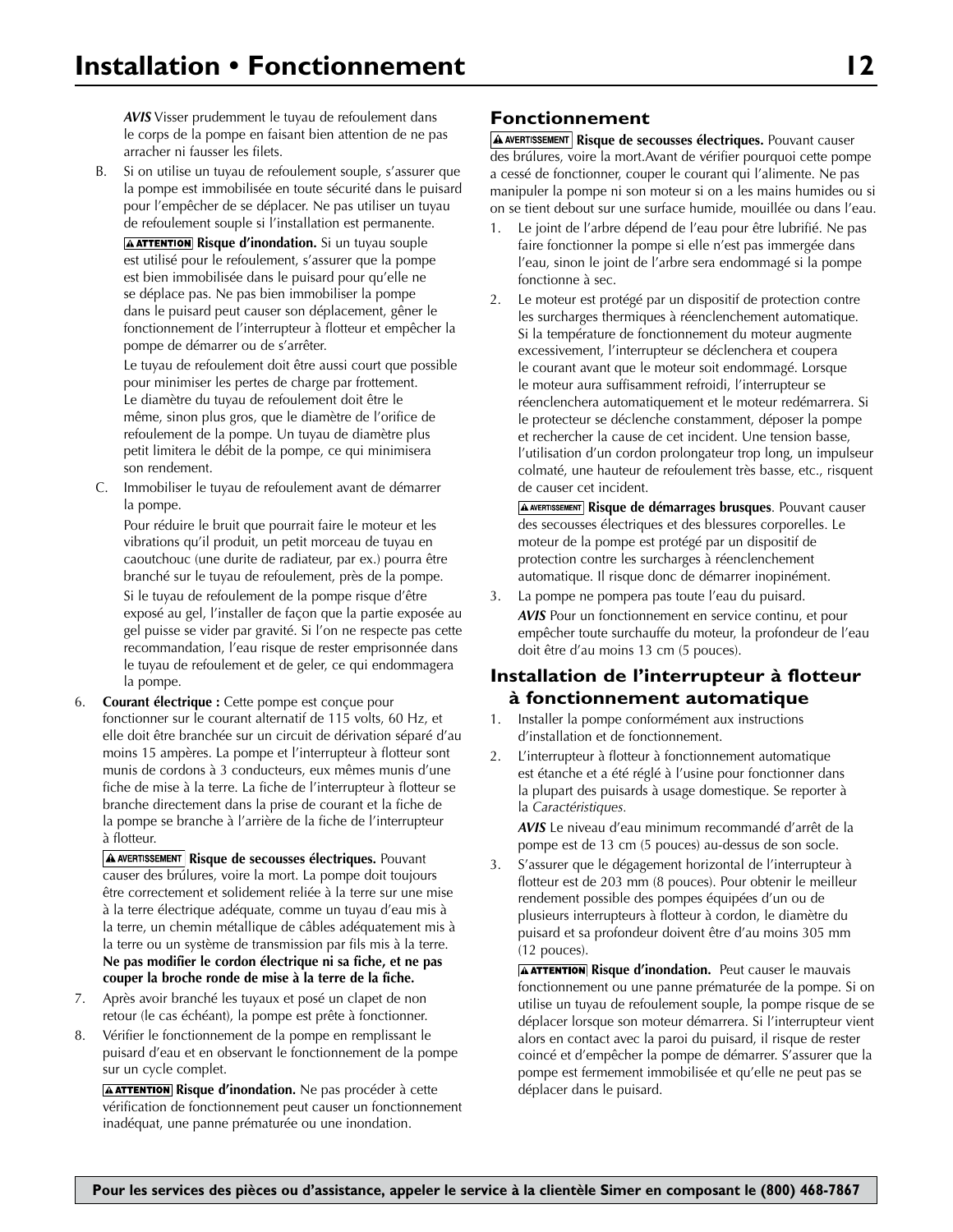*AVIS* Visser prudemment le tuyau de refoulement dans le corps de la pompe en faisant bien attention de ne pas arracher ni fausser les filets.

B. Si on utilise un tuyau de refoulement souple, s'assurer que la pompe est immobilisée en toute sécurité dans le puisard pour l'empêcher de se déplacer. Ne pas utiliser un tuyau de refoulement souple si l'installation est permanente.

   **ATTENTION Risque d'inondation.** Si un tuyau souple est utilisé pour le refoulement, s'assurer que la pompe est bien immobilisée dans le puisard pour qu'elle ne se déplace pas. Ne pas bien immobiliser la pompe dans le puisard peut causer son déplacement, gêner le fonctionnement de l'interrupteur à flotteur et empêcher la pompe de démarrer ou de s'arrêter.

   Le tuyau de refoulement doit être aussi court que possible pour minimiser les pertes de charge par frottement. Le diamètre du tuyau de refoulement doit être le même, sinon plus gros, que le diamètre de l'orifice de refoulement de la pompe. Un tuyau de diamètre plus petit limitera le débit de la pompe, ce qui minimisera son rendement.

C. Immobiliser le tuyau de refoulement avant de démarrer la pompe.

   Pour réduire le bruit que pourrait faire le moteur et les vibrations qu'il produit, un petit morceau de tuyau en caoutchouc (une durite de radiateur, par ex.) pourra être branché sur le tuyau de refoulement, près de la pompe.

   Si le tuyau de refoulement de la pompe risque d'être exposé au gel, l'installer de façon que la partie exposée au gel puisse se vider par gravité. Si l'on ne respecte pas cette recommandation, l'eau risque de rester emprisonnée dans le tuyau de refoulement et de geler, ce qui endommagera la pompe.

6. **Courant électrique :** Cette pompe est conçue pour fonctionner sur le courant alternatif de 115 volts, 60 Hz, et elle doit être branchée sur un circuit de dérivation séparé d'au moins 15 ampères. La pompe et l'interrupteur à flotteur sont munis de cordons à 3 conducteurs, eux mêmes munis d'une fiche de mise à la terre. La fiche de l'interrupteur à flotteur se branche directement dans la prise de courant et la fiche de la pompe se branche à l'arrière de la fiche de l'interrupteur à flotteur.

   **AVERTISSEMENT Risque de secousses électriques.** Pouvant causer des brûlures, voire la mort. La pompe doit toujours être correctement et solidement reliée à la terre sur une mise à la terre électrique adéquate, comme un tuyau d'eau mis à la terre, un chemin métallique de câbles adéquatement mis à la terre ou un système de transmission par fils mis à la terre. **Ne pas modifier le cordon électrique ni sa fiche, et ne pas couper la broche ronde de mise à la terre de la fiche.**

7. Après avoir branché les tuyaux et posé un clapet de non retour (le cas échéant), la pompe est prête à fonctionner.

8. Vérifier le fonctionnement de la pompe en remplissant le puisard d'eau et en observant le fonctionnement de la pompe sur un cycle complet.

   **ATTENTION Risque d'inondation.** Ne pas procéder à cette vérification de fonctionnement peut causer un fonctionnement inadéquat, une panne prématurée ou une inondation.

## Fonctionnement

**AVERTISSEMENT Risque de secousses électriques.** Pouvant causer des brûlures, voire la mort.Avant de vérifier pourquoi cette pompe a cessé de fonctionner, couper le courant qui l'alimente. Ne pas manipuler la pompe ni son moteur si on a les mains humides ou si on se tient debout sur une surface humide, mouillée ou dans l'eau.

1. Le joint de l'arbre dépend de l'eau pour être lubrifié. Ne pas faire fonctionner la pompe si elle n'est pas immergée dans l'eau, sinon le joint de l'arbre sera endommagé si la pompe fonctionne à sec.

2. Le moteur est protégé par un dispositif de protection contre les surcharges thermiques à réenclenchement automatique. Si la température de fonctionnement du moteur augmente excessivement, l'interrupteur se déclenchera et coupera le courant avant que le moteur soit endommagé. Lorsque le moteur aura suffisamment refroidi, l'interrupteur se réenclenchera automatiquement et le moteur redémarrera. Si le protecteur se déclenche constamment, déposer la pompe et rechercher la cause de cet incident. Une tension basse, l'utilisation d'un cordon prolongateur trop long, un impulseur colmaté, une hauteur de refoulement très basse, etc., risquent de causer cet incident.

   **AVERTISSEMENT Risque de démarrages brusques**. Pouvant causer des secousses électriques et des blessures corporelles. Le moteur de la pompe est protégé par un dispositif de protection contre les surcharges à réenclenchement automatique. Il risque donc de démarrer inopinément.

3. La pompe ne pompera pas toute l'eau du puisard.

   *AVIS* Pour un fonctionnement en service continu, et pour empêcher toute surchauffe du moteur, la profondeur de l'eau doit être d'au moins 13 cm (5 pouces).

## Installation de l'interrupteur à flotteur à fonctionnement automatique

1. Installer la pompe conformément aux instructions d'installation et de fonctionnement.

2. L'interrupteur à flotteur à fonctionnement automatique est étanche et a été réglé à l'usine pour fonctionner dans la plupart des puisards à usage domestique. Se reporter à la *Caractéristiques.*

   *AVIS* Le niveau d'eau minimum recommandé d'arrêt de la pompe est de 13 cm (5 pouces) au-dessus de son socle.

3. S'assurer que le dégagement horizontal de l'interrupteur à flotteur est de 203 mm (8 pouces). Pour obtenir le meilleur rendement possible des pompes équipées d'un ou de plusieurs interrupteurs à flotteur à cordon, le diamètre du puisard et sa profondeur doivent être d'au moins 305 mm (12 pouces).

   **ATTENTION Risque d'inondation.** Peut causer le mauvais fonctionnement ou une panne prématurée de la pompe. Si on utilise un tuyau de refoulement souple, la pompe risque de se déplacer lorsque son moteur démarrera. Si l'interrupteur vient alors en contact avec la paroi du puisard, il risque de rester coincé et d'empêcher la pompe de démarrer. S'assurer que la pompe est fermement immobilisée et qu'elle ne peut pas se déplacer dans le puisard.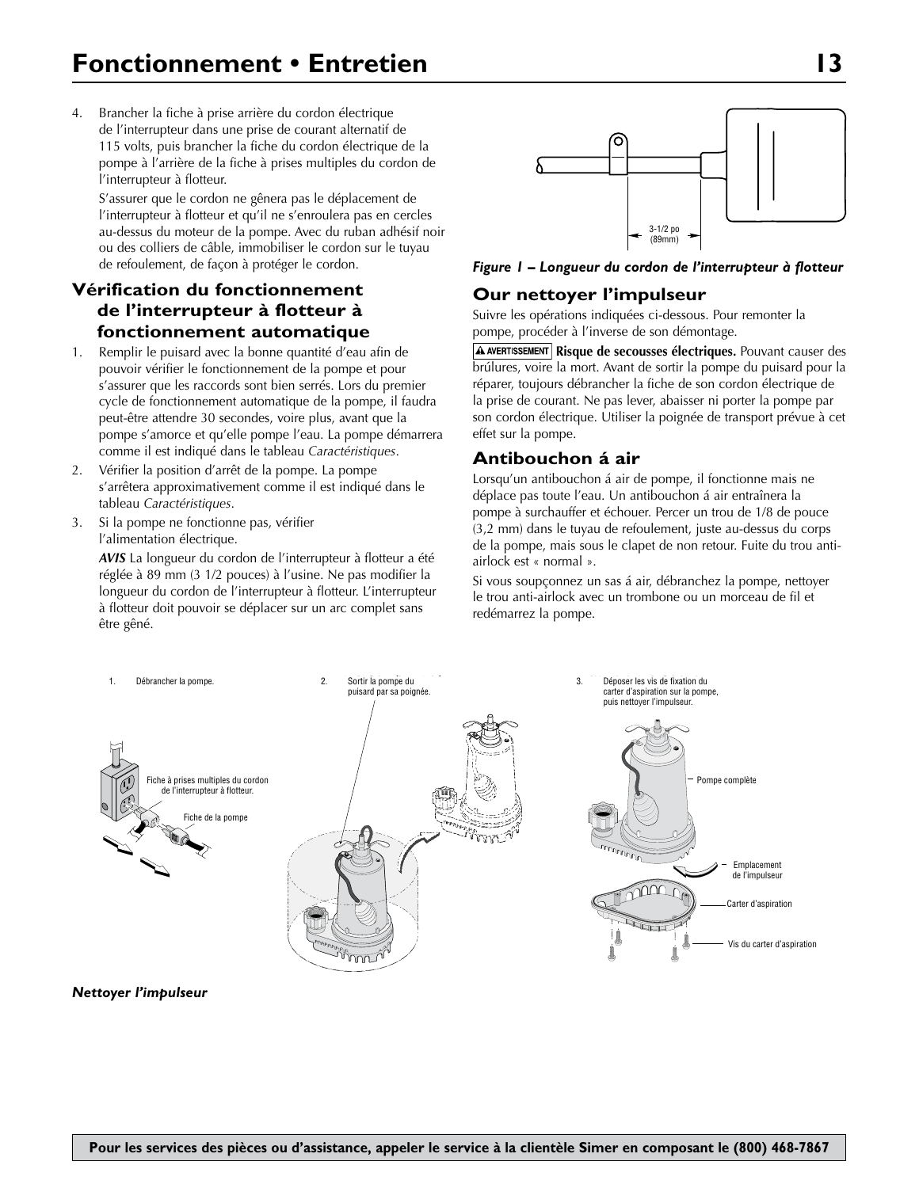# Fonctionnement • Entretien

4. Brancher la fiche à prise arrière du cordon électrique de l'interrupteur dans une prise de courant alternatif de 115 volts, puis brancher la fiche du cordon électrique de la pompe à l'arrière de la fiche à prises multiples du cordon de l'interrupteur à flotteur.

   S'assurer que le cordon ne gênera pas le déplacement de l'interrupteur à flotteur et qu'il ne s'enroulera pas en cercles au-dessus du moteur de la pompe. Avec du ruban adhésif noir ou des colliers de câble, immobiliser le cordon sur le tuyau de refoulement, de façon à protéger le cordon.

## Vérification du fonctionnement de l'interrupteur à flotteur à fonctionnement automatique

1. Remplir le puisard avec la bonne quantité d'eau afin de pouvoir vérifier le fonctionnement de la pompe et pour s'assurer que les raccords sont bien serrés. Lors du premier cycle de fonctionnement automatique de la pompe, il faudra peut-être attendre 30 secondes, voire plus, avant que la pompe s'amorce et qu'elle pompe l'eau. La pompe démarrera comme il est indiqué dans le tableau *Caractéristiques*.
2. Vérifier la position d'arrêt de la pompe. La pompe s'arrêtera approximativement comme il est indiqué dans le tableau *Caractéristiques*.
3. Si la pompe ne fonctionne pas, vérifier l'alimentation électrique.

   ***AVIS*** La longueur du cordon de l'interrupteur à flotteur a été réglée à 89 mm (3 1/2 pouces) à l'usine. Ne pas modifier la longueur du cordon de l'interrupteur à flotteur. L'interrupteur à flotteur doit pouvoir se déplacer sur un arc complet sans être gêné.

3-1/2 po (89mm)

***Figure 1 – Longueur du cordon de l'interrupteur à flotteur***

## Our nettoyer l'impulseur

Suivre les opérations indiquées ci-dessous. Pour remonter la pompe, procéder à l'inverse de son démontage.

**⚠ AVERTISSEMENT** **Risque de secousses électriques.** Pouvant causer des brûlures, voire la mort. Avant de sortir la pompe du puisard pour la réparer, toujours débrancher la fiche de son cordon électrique de la prise de courant. Ne pas lever, abaisser ni porter la pompe par son cordon électrique. Utiliser la poignée de transport prévue à cet effet sur la pompe.

## Antibouchon á air

Lorsqu'un antibouchon á air de pompe, il fonctionne mais ne déplace pas toute l'eau. Un antibouchon á air entraînera la pompe à surchauffer et échouer. Percer un trou de 1/8 de pouce (3,2 mm) dans le tuyau de refoulement, juste au-dessus du corps de la pompe, mais sous le clapet de non retour. Fuite du trou anti-airlock est « normal ».

Si vous soupçonnez un sas á air, débranchez la pompe, nettoyer le trou anti-airlock avec un trombone ou un morceau de fil et redémarrez la pompe.

1. Débrancher la pompe.
2. Sortir la pompe du puisard par sa poignée.
3. Déposer les vis de fixation du carter d'aspiration sur la pompe, puis nettoyer l'impulseur.

Fiche à prises multiples du cordon de l'interrupteur à flotteur.
Fiche de la pompe
Pompe complète
Emplacement de l'impulseur
Carter d'aspiration
Vis du carter d'aspiration

***Nettoyer l'impulseur***

**Pour les services des pièces ou d'assistance, appeler le service à la clientèle Simer en composant le (800) 468-7867**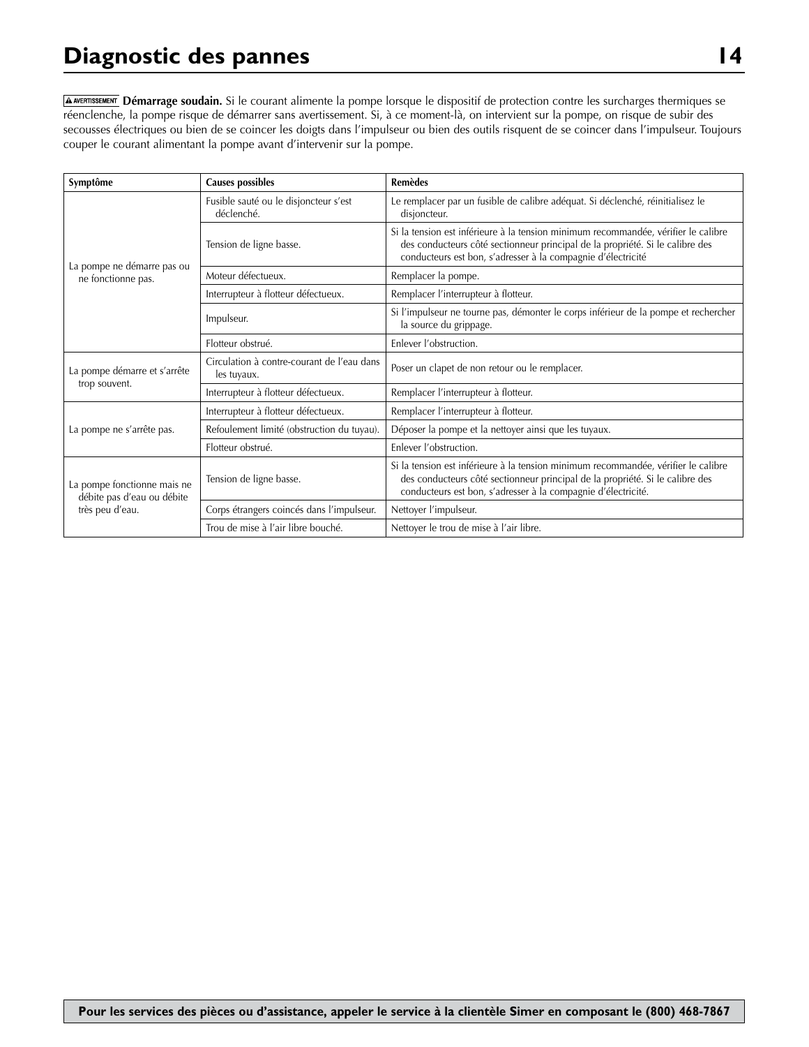# Diagnostic des pannes

**⚠ AVERTISSEMENT Démarrage soudain.** Si le courant alimente la pompe lorsque le dispositif de protection contre les surcharges thermiques se réenclenche, la pompe risque de démarrer sans avertissement. Si, à ce moment-là, on intervient sur la pompe, on risque de subir des secousses électriques ou bien de se coincer les doigts dans l'impulseur ou bien des outils risquent de se coincer dans l'impulseur. Toujours couper le courant alimentant la pompe avant d'intervenir sur la pompe.

| Symptôme | Causes possibles | Remèdes |
|---|---|---|
| La pompe ne démarre pas ou ne fonctionne pas. | Fusible sauté ou le disjoncteur s'est déclenché. | Le remplacer par un fusible de calibre adéquat. Si déclenché, réinitialisez le disjoncteur. |
| | Tension de ligne basse. | Si la tension est inférieure à la tension minimum recommandée, vérifier le calibre des conducteurs côté sectionneur principal de la propriété. Si le calibre des conducteurs est bon, s'adresser à la compagnie d'électricité |
| | Moteur défectueux. | Remplacer la pompe. |
| | Interrupteur à flotteur défectueux. | Remplacer l'interrupteur à flotteur. |
| | Impulseur. | Si l'impulseur ne tourne pas, démonter le corps inférieur de la pompe et rechercher la source du grippage. |
| | Flotteur obstrué. | Enlever l'obstruction. |
| La pompe démarre et s'arrête trop souvent. | Circulation à contre-courant de l'eau dans les tuyaux. | Poser un clapet de non retour ou le remplacer. |
| | Interrupteur à flotteur défectueux. | Remplacer l'interrupteur à flotteur. |
| La pompe ne s'arrête pas. | Interrupteur à flotteur défectueux. | Remplacer l'interrupteur à flotteur. |
| | Refoulement limité (obstruction du tuyau). | Déposer la pompe et la nettoyer ainsi que les tuyaux. |
| | Flotteur obstrué. | Enlever l'obstruction. |
| La pompe fonctionne mais ne débite pas d'eau ou débite très peu d'eau. | Tension de ligne basse. | Si la tension est inférieure à la tension minimum recommandée, vérifier le calibre des conducteurs côté sectionneur principal de la propriété. Si le calibre des conducteurs est bon, s'adresser à la compagnie d'électricité. |
| | Corps étrangers coincés dans l'impulseur. | Nettoyer l'impulseur. |
| | Trou de mise à l'air libre bouché. | Nettoyer le trou de mise à l'air libre. |

**Pour les services des pièces ou d'assistance, appeler le service à la clientèle Simer en composant le (800) 468-7867**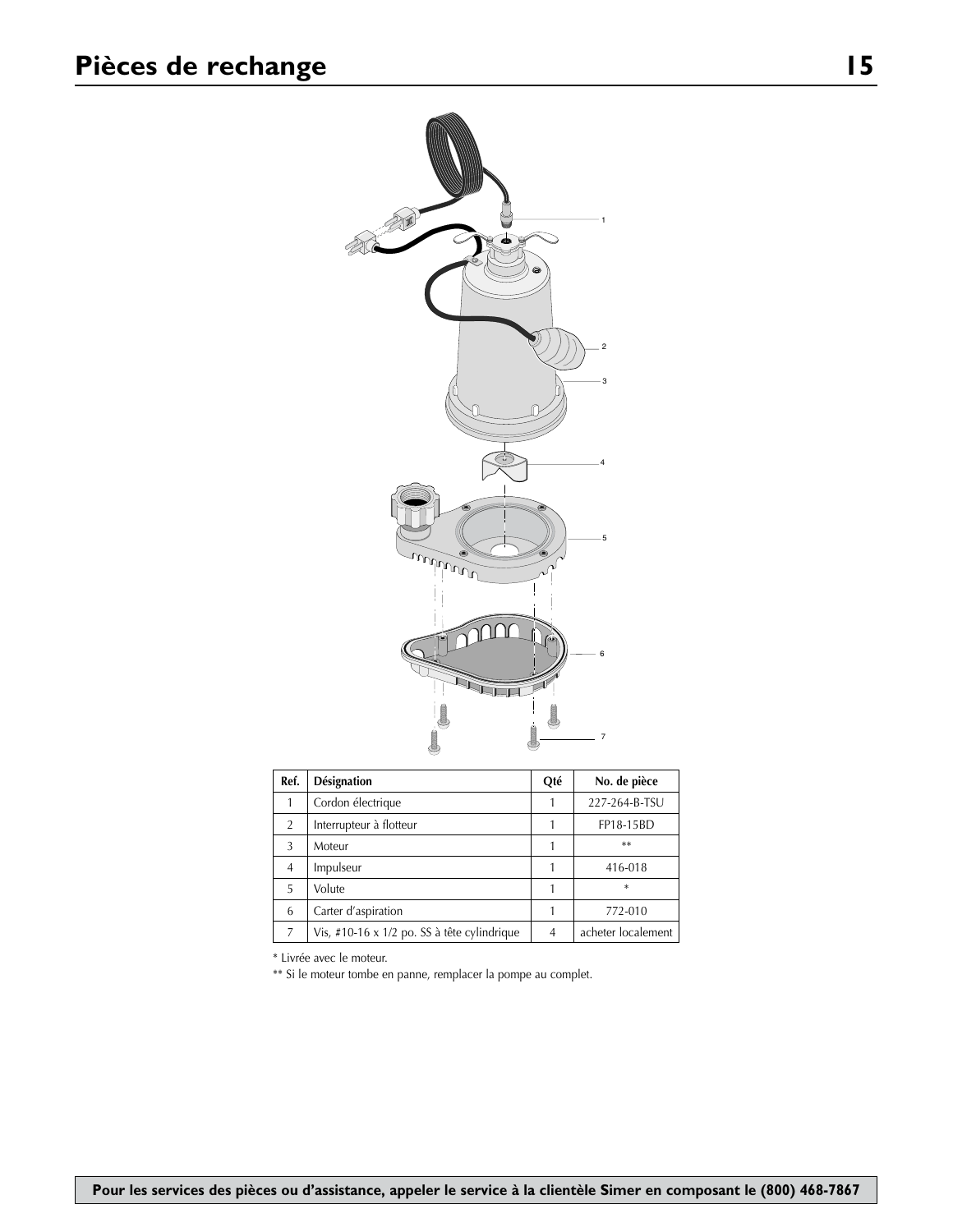# Pièces de rechange

| Ref. | Désignation | Qté | No. de pièce |
|---|---|---|---|
| 1 | Cordon électrique | 1 | 227-264-B-TSU |
| 2 | Interrupteur à flotteur | 1 | FP18-15BD |
| 3 | Moteur | 1 | ** |
| 4 | Impulseur | 1 | 416-018 |
| 5 | Volute | 1 | * |
| 6 | Carter d'aspiration | 1 | 772-010 |
| 7 | Vis, #10-16 x 1/2 po. SS à tête cylindrique | 4 | acheter localement |

* Livrée avec le moteur.

** Si le moteur tombe en panne, remplacer la pompe au complet.

**Pour les services des pièces ou d'assistance, appeler le service à la clientèle Simer en composant le (800) 468-7867**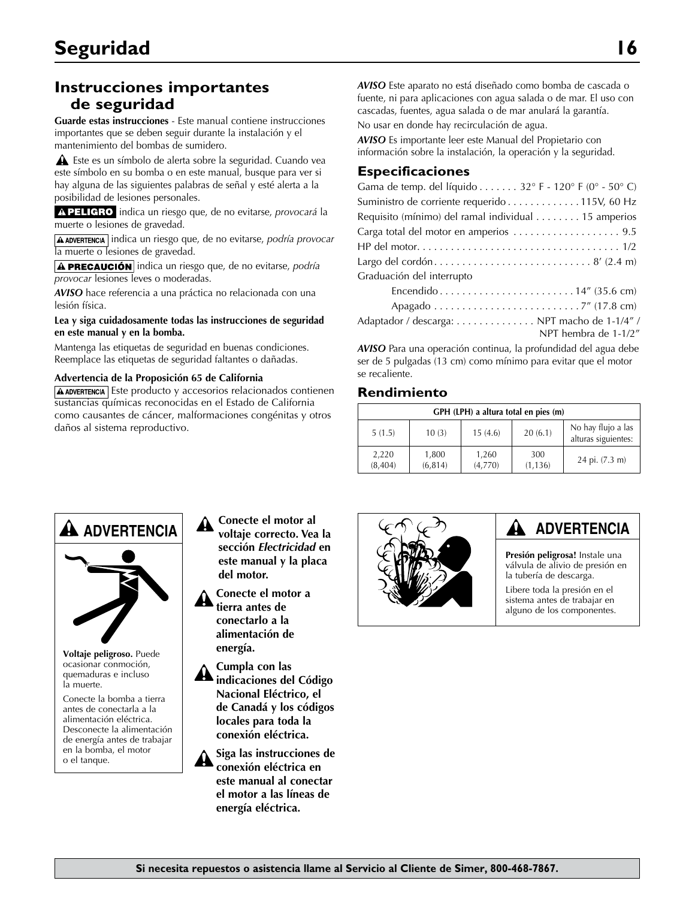# Seguridad

## Instrucciones importantes de seguridad

**Guarde estas instrucciones** - Este manual contiene instrucciones importantes que se deben seguir durante la instalación y el mantenimiento del bombas de sumidero.

⚠ Este es un símbolo de alerta sobre la seguridad. Cuando vea este símbolo en su bomba o en este manual, busque para ver si hay alguna de las siguientes palabras de señal y esté alerta a la posibilidad de lesiones personales.

**⚠ PELIGRO** indica un riesgo que, de no evitarse, *provocará* la muerte o lesiones de gravedad.

**⚠ ADVERTENCIA** indica un riesgo que, de no evitarse, *podría provocar* la muerte o lesiones de gravedad.

**⚠ PRECAUCIÓN** indica un riesgo que, de no evitarse, *podría provocar* lesiones leves o moderadas.

***AVISO*** hace referencia a una práctica no relacionada con una lesión física.

**Lea y siga cuidadosamente todas las instrucciones de seguridad en este manual y en la bomba.**

Mantenga las etiquetas de seguridad en buenas condiciones. Reemplace las etiquetas de seguridad faltantes o dañadas.

**Advertencia de la Proposición 65 de California**

**⚠ ADVERTENCIA** Este producto y accesorios relacionados contienen sustancias químicas reconocidas en el Estado de California como causantes de cáncer, malformaciones congénitas y otros daños al sistema reproductivo.

***AVISO*** Este aparato no está diseñado como bomba de cascada o fuente, ni para aplicaciones con agua salada o de mar. El uso con cascadas, fuentes, agua salada o de mar anulará la garantía.

No usar en donde hay recirculación de agua.

***AVISO*** Es importante leer este Manual del Propietario con información sobre la instalación, la operación y la seguridad.

### Especificaciones

Gama de temp. del líquido . . . . . . . 32° F - 120° F (0° - 50° C)
Suministro de corriente requerido . . . . . . . . . . . . .115V, 60 Hz
Requisito (mínimo) del ramal individual . . . . . . . . 15 amperios
Carga total del motor en amperios . . . . . . . . . . . . . . . . . . . 9.5
HP del motor. . . . . . . . . . . . . . . . . . . . . . . . . . . . . . . . . . . . 1/2
Largo del cordón . . . . . . . . . . . . . . . . . . . . . . . . . . . . 8′ (2.4 m)
Graduación del interrupto
Encendido . . . . . . . . . . . . . . . . . . . . . . . . 14″ (35.6 cm)
Apagado . . . . . . . . . . . . . . . . . . . . . . . . . . 7″ (17.8 cm)
Adaptador / descarga: . . . . . . . . . . . . . . NPT macho de 1-1/4″ / NPT hembra de 1-1/2″

***AVISO*** Para una operación continua, la profundidad del agua debe ser de 5 pulgadas (13 cm) como mínimo para evitar que el motor se recaliente.

### Rendimiento

| GPH (LPH) a altura total en pies (m) | | | | |
|---|---|---|---|---|
| 5 (1.5) | 10 (3) | 15 (4.6) | 20 (6.1) | No hay flujo a las alturas siguientes: |
| 2,220 (8,404) | 1,800 (6,814) | 1,260 (4,770) | 300 (1,136) | 24 pi. (7.3 m) |

**⚠ ADVERTENCIA**

**Voltaje peligroso.** Puede ocasionar conmoción, quemaduras e incluso la muerte.

Conecte la bomba a tierra antes de conectarla a la alimentación eléctrica. Desconecte la alimentación de energía antes de trabajar en la bomba, el motor o el tanque.

⚠ **Conecte el motor al voltaje correcto. Vea la sección *Electricidad* en este manual y la placa del motor.**

⚠ **Conecte el motor a tierra antes de conectarlo a la alimentación de energía.**

⚠ **Cumpla con las indicaciones del Código Nacional Eléctrico, el de Canadá y los códigos locales para toda la conexión eléctrica.**

⚠ **Siga las instrucciones de conexión eléctrica en este manual al conectar el motor a las líneas de energía eléctrica.**

**⚠ ADVERTENCIA**

**Presión peligrosa!** Instale una válvula de alivio de presión en la tubería de descarga.

Libere toda la presión en el sistema antes de trabajar en alguno de los componentes.

**Si necesita repuestos o asistencia llame al Servicio al Cliente de Simer, 800-468-7867.**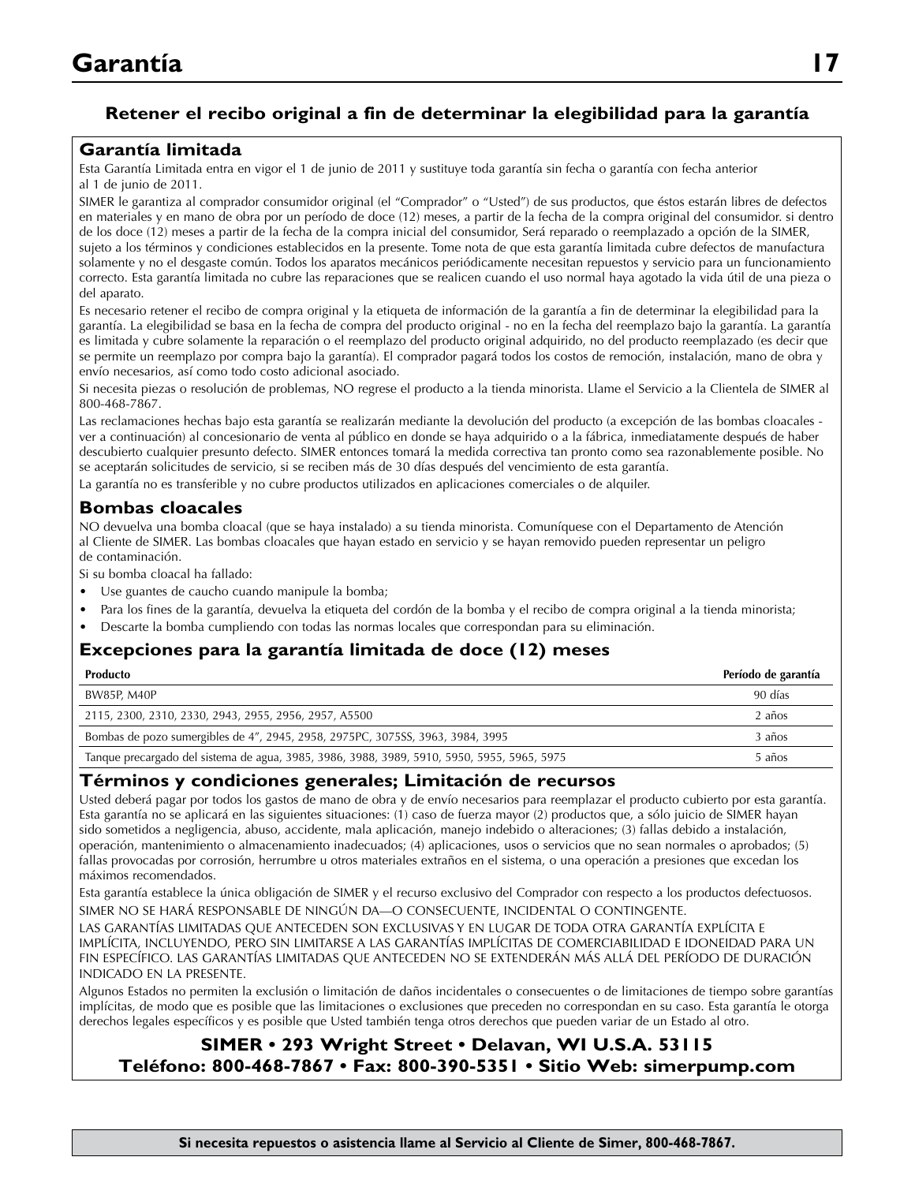# Garantía

### Retener el recibo original a fin de determinar la elegibilidad para la garantía

## Garantía limitada

Esta Garantía Limitada entra en vigor el 1 de junio de 2011 y sustituye toda garantía sin fecha o garantía con fecha anterior al 1 de junio de 2011.

SIMER le garantiza al comprador consumidor original (el "Comprador" o "Usted") de sus productos, que éstos estarán libres de defectos en materiales y en mano de obra por un período de doce (12) meses, a partir de la fecha de la compra original del consumidor. si dentro de los doce (12) meses a partir de la fecha de la compra inicial del consumidor, Será reparado o reemplazado a opción de la SIMER, sujeto a los términos y condiciones establecidos en la presente. Tome nota de que esta garantía limitada cubre defectos de manufactura solamente y no el desgaste común. Todos los aparatos mecánicos periódicamente necesitan repuestos y servicio para un funcionamiento correcto. Esta garantía limitada no cubre las reparaciones que se realicen cuando el uso normal haya agotado la vida útil de una pieza o del aparato.

Es necesario retener el recibo de compra original y la etiqueta de información de la garantía a fin de determinar la elegibilidad para la garantía. La elegibilidad se basa en la fecha de compra del producto original - no en la fecha del reemplazo bajo la garantía. La garantía es limitada y cubre solamente la reparación o el reemplazo del producto original adquirido, no del producto reemplazado (es decir que se permite un reemplazo por compra bajo la garantía). El comprador pagará todos los costos de remoción, instalación, mano de obra y envío necesarios, así como todo costo adicional asociado.

Si necesita piezas o resolución de problemas, NO regrese el producto a la tienda minorista. Llame el Servicio a la Clientela de SIMER al 800-468-7867.

Las reclamaciones hechas bajo esta garantía se realizarán mediante la devolución del producto (a excepción de las bombas cloacales - ver a continuación) al concesionario de venta al público en donde se haya adquirido o a la fábrica, inmediatamente después de haber descubierto cualquier presunto defecto. SIMER entonces tomará la medida correctiva tan pronto como sea razonablemente posible. No se aceptarán solicitudes de servicio, si se reciben más de 30 días después del vencimiento de esta garantía.

La garantía no es transferible y no cubre productos utilizados en aplicaciones comerciales o de alquiler.

## Bombas cloacales

NO devuelva una bomba cloacal (que se haya instalado) a su tienda minorista. Comuníquese con el Departamento de Atención al Cliente de SIMER. Las bombas cloacales que hayan estado en servicio y se hayan removido pueden representar un peligro de contaminación.

Si su bomba cloacal ha fallado:

- Use guantes de caucho cuando manipule la bomba;
- Para los fines de la garantía, devuelva la etiqueta del cordón de la bomba y el recibo de compra original a la tienda minorista;
- Descarte la bomba cumpliendo con todas las normas locales que correspondan para su eliminación.

## Excepciones para la garantía limitada de doce (12) meses

| Producto | Período de garantía |
|---|---|
| BW85P, M40P | 90 días |
| 2115, 2300, 2310, 2330, 2943, 2955, 2956, 2957, A5500 | 2 años |
| Bombas de pozo sumergibles de 4", 2945, 2958, 2975PC, 3075SS, 3963, 3984, 3995 | 3 años |
| Tanque precargado del sistema de agua, 3985, 3986, 3988, 3989, 5910, 5950, 5955, 5965, 5975 | 5 años |

## Términos y condiciones generales; Limitación de recursos

Usted deberá pagar por todos los gastos de mano de obra y de envío necesarios para reemplazar el producto cubierto por esta garantía. Esta garantía no se aplicará en las siguientes situaciones: (1) caso de fuerza mayor (2) productos que, a sólo juicio de SIMER hayan sido sometidos a negligencia, abuso, accidente, mala aplicación, manejo indebido o alteraciones; (3) fallas debido a instalación, operación, mantenimiento o almacenamiento inadecuados; (4) aplicaciones, usos o servicios que no sean normales o aprobados; (5) fallas provocadas por corrosión, herrumbre u otros materiales extraños en el sistema, o una operación a presiones que excedan los máximos recomendados.

Esta garantía establece la única obligación de SIMER y el recurso exclusivo del Comprador con respecto a los productos defectuosos.

SIMER NO SE HARÁ RESPONSABLE DE NINGÚN DA—O CONSECUENTE, INCIDENTAL O CONTINGENTE.

LAS GARANTÍAS LIMITADAS QUE ANTECEDEN SON EXCLUSIVAS Y EN LUGAR DE TODA OTRA GARANTÍA EXPLÍCITA E IMPLÍCITA, INCLUYENDO, PERO SIN LIMITARSE A LAS GARANTÍAS IMPLÍCITAS DE COMERCIABILIDAD E IDONEIDAD PARA UN FIN ESPECÍFICO. LAS GARANTÍAS LIMITADAS QUE ANTECEDEN NO SE EXTENDERÁN MÁS ALLÁ DEL PERÍODO DE DURACIÓN INDICADO EN LA PRESENTE.

Algunos Estados no permiten la exclusión o limitación de daños incidentales o consecuentes o de limitaciones de tiempo sobre garantías implícitas, de modo que es posible que las limitaciones o exclusiones que preceden no correspondan en su caso. Esta garantía le otorga derechos legales específicos y es posible que Usted también tenga otros derechos que pueden variar de un Estado al otro.

**SIMER • 293 Wright Street • Delavan, WI U.S.A. 53115**
**Teléfono: 800-468-7867 • Fax: 800-390-5351 • Sitio Web: simerpump.com**

**Si necesita repuestos o asistencia llame al Servicio al Cliente de Simer, 800-468-7867.**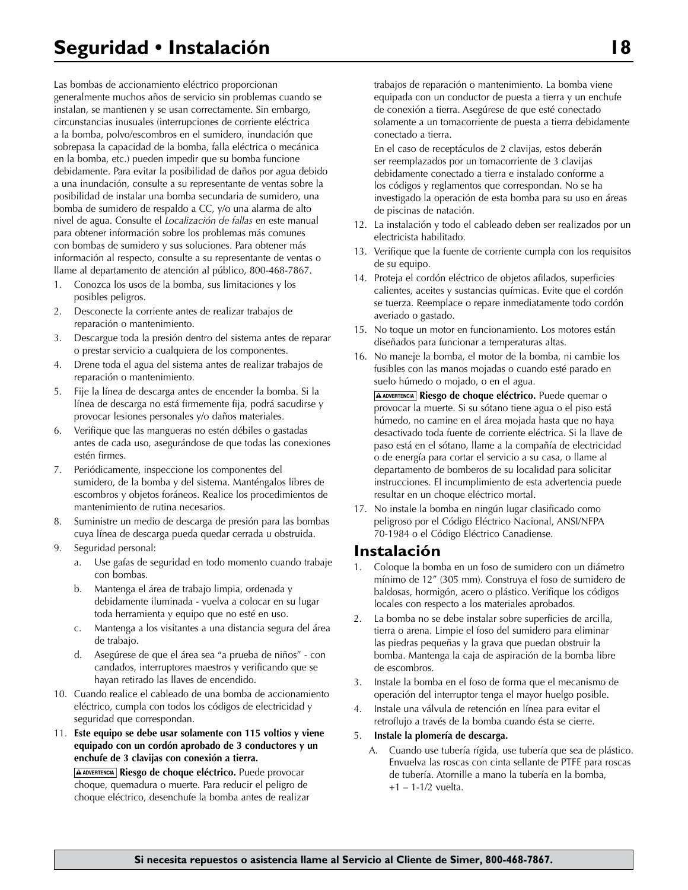# Seguridad • Instalación

Las bombas de accionamiento eléctrico proporcionan generalmente muchos años de servicio sin problemas cuando se instalan, se mantienen y se usan correctamente. Sin embargo, circunstancias inusuales (interrupciones de corriente eléctrica a la bomba, polvo/escombros en el sumidero, inundación que sobrepasa la capacidad de la bomba, falla eléctrica o mecánica en la bomba, etc.) pueden impedir que su bomba funcione debidamente. Para evitar la posibilidad de daños por agua debido a una inundación, consulte a su representante de ventas sobre la posibilidad de instalar una bomba secundaria de sumidero, una bomba de sumidero de respaldo a CC, y/o una alarma de alto nivel de agua. Consulte el *Localización de fallas* en este manual para obtener información sobre los problemas más comunes con bombas de sumidero y sus soluciones. Para obtener más información al respecto, consulte a su representante de ventas o llame al departamento de atención al público, 800-468-7867.

1. Conozca los usos de la bomba, sus limitaciones y los posibles peligros.
2. Desconecte la corriente antes de realizar trabajos de reparación o mantenimiento.
3. Descargue toda la presión dentro del sistema antes de reparar o prestar servicio a cualquiera de los componentes.
4. Drene toda el agua del sistema antes de realizar trabajos de reparación o mantenimiento.
5. Fije la línea de descarga antes de encender la bomba. Si la línea de descarga no está firmemente fija, podrá sacudirse y provocar lesiones personales y/o daños materiales.
6. Verifique que las mangueras no estén débiles o gastadas antes de cada uso, asegurándose de que todas las conexiones estén firmes.
7. Periódicamente, inspeccione los componentes del sumidero, de la bomba y del sistema. Manténgalos libres de escombros y objetos foráneos. Realice los procedimientos de mantenimiento de rutina necesarios.
8. Suministre un medio de descarga de presión para las bombas cuya línea de descarga pueda quedar cerrada u obstruida.
9. Seguridad personal:
   a. Use gafas de seguridad en todo momento cuando trabaje con bombas.
   b. Mantenga el área de trabajo limpia, ordenada y debidamente iluminada - vuelva a colocar en su lugar toda herramienta y equipo que no esté en uso.
   c. Mantenga a los visitantes a una distancia segura del área de trabajo.
   d. Asegúrese de que el área sea "a prueba de niños" - con candados, interruptores maestros y verificando que se hayan retirado las llaves de encendido.
10. Cuando realice el cableado de una bomba de accionamiento eléctrico, cumpla con todos los códigos de electricidad y seguridad que correspondan.
11. **Este equipo se debe usar solamente con 115 voltios y viene equipado con un cordón aprobado de 3 conductores y un enchufe de 3 clavijas con conexión a tierra.**

    **⚠ ADVERTENCIA Riesgo de choque eléctrico.** Puede provocar choque, quemadura o muerte. Para reducir el peligro de choque eléctrico, desenchufe la bomba antes de realizar trabajos de reparación o mantenimiento. La bomba viene equipada con un conductor de puesta a tierra y un enchufe de conexión a tierra. Asegúrese de que esté conectado solamente a un tomacorriente de puesta a tierra debidamente conectado a tierra.

    En el caso de receptáculos de 2 clavijas, estos deberán ser reemplazados por un tomacorriente de 3 clavijas debidamente conectado a tierra e instalado conforme a los códigos y reglamentos que correspondan. No se ha investigado la operación de esta bomba para su uso en áreas de piscinas de natación.
12. La instalación y todo el cableado deben ser realizados por un electricista habilitado.
13. Verifique que la fuente de corriente cumpla con los requisitos de su equipo.
14. Proteja el cordón eléctrico de objetos afilados, superficies calientes, aceites y sustancias químicas. Evite que el cordón se tuerza. Reemplace o repare inmediatamente todo cordón averiado o gastado.
15. No toque un motor en funcionamiento. Los motores están diseñados para funcionar a temperaturas altas.
16. No maneje la bomba, el motor de la bomba, ni cambie los fusibles con las manos mojadas o cuando esté parado en suelo húmedo o mojado, o en el agua.

    **⚠ ADVERTENCIA Riesgo de choque eléctrico.** Puede quemar o provocar la muerte. Si su sótano tiene agua o el piso está húmedo, no camine en el área mojada hasta que no haya desactivado toda fuente de corriente eléctrica. Si la llave de paso está en el sótano, llame a la compañía de electricidad o de energía para cortar el servicio a su casa, o llame al departamento de bomberos de su localidad para solicitar instrucciones. El incumplimiento de esta advertencia puede resultar en un choque eléctrico mortal.
17. No instale la bomba en ningún lugar clasificado como peligroso por el Código Eléctrico Nacional, ANSI/NFPA 70-1984 o el Código Eléctrico Canadiense.

## Instalación

1. Coloque la bomba en un foso de sumidero con un diámetro mínimo de 12" (305 mm). Construya el foso de sumidero de baldosas, hormigón, acero o plástico. Verifique los códigos locales con respecto a los materiales aprobados.
2. La bomba no se debe instalar sobre superficies de arcilla, tierra o arena. Limpie el foso del sumidero para eliminar las piedras pequeñas y la grava que puedan obstruir la bomba. Mantenga la caja de aspiración de la bomba libre de escombros.
3. Instale la bomba en el foso de forma que el mecanismo de operación del interruptor tenga el mayor huelgo posible.
4. Instale una válvula de retención en línea para evitar el retroflujo a través de la bomba cuando ésta se cierre.
5. **Instale la plomería de descarga.**
   A. Cuando use tubería rígida, use tubería que sea de plástico. Envuelva las roscas con cinta sellante de PTFE para roscas de tubería. Atornille a mano la tubería en la bomba, +1 – 1-1/2 vuelta.

**Si necesita repuestos o asistencia llame al Servicio al Cliente de Simer, 800-468-7867.**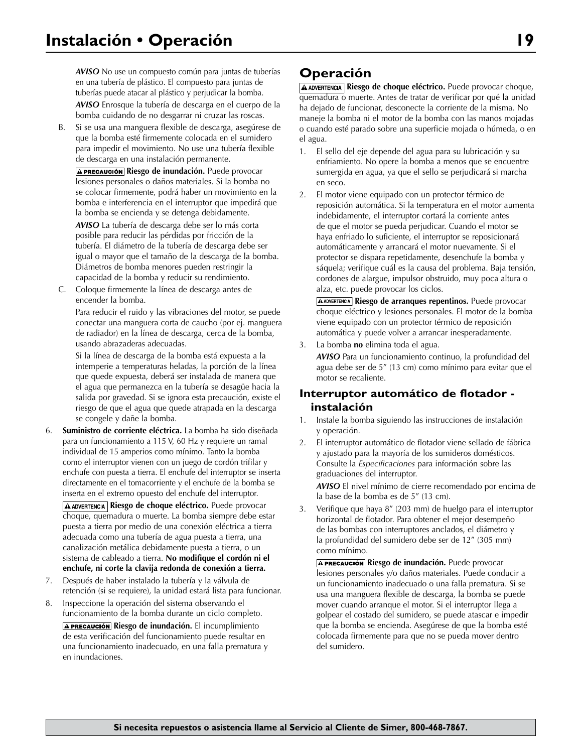*AVISO* No use un compuesto común para juntas de tuberías en una tubería de plástico. El compuesto para juntas de tuberías puede atacar al plástico y perjudicar la bomba.

*AVISO* Enrosque la tubería de descarga en el cuerpo de la bomba cuidando de no desgarrar ni cruzar las roscas.

B. Si se usa una manguera flexible de descarga, asegúrese de que la bomba esté firmemente colocada en el sumidero para impedir el movimiento. No use una tubería flexible de descarga en una instalación permanente.

**⚠ PRECAUCIÓN** **Riesgo de inundación.** Puede provocar lesiones personales o daños materiales. Si la bomba no se colocar firmemente, podrá haber un movimiento en la bomba e interferencia en el interruptor que impedirá que la bomba se encienda y se detenga debidamente.

*AVISO* La tubería de descarga debe ser lo más corta posible para reducir las pérdidas por fricción de la tubería. El diámetro de la tubería de descarga debe ser igual o mayor que el tamaño de la descarga de la bomba. Diámetros de bomba menores pueden restringir la capacidad de la bomba y reducir su rendimiento.

C. Coloque firmemente la línea de descarga antes de encender la bomba.

Para reducir el ruido y las vibraciones del motor, se puede conectar una manguera corta de caucho (por ej. manguera de radiador) en la línea de descarga, cerca de la bomba, usando abrazaderas adecuadas.

Si la línea de descarga de la bomba está expuesta a la intemperie a temperaturas heladas, la porción de la línea que quede expuesta, deberá ser instalada de manera que el agua que permanezca en la tubería se desagüe hacia la salida por gravedad. Si se ignora esta precaución, existe el riesgo de que el agua que queda atrapada en la descarga se congele y dañe la bomba.

6. **Suministro de corriente eléctrica.** La bomba ha sido diseñada para un funcionamiento a 115 V, 60 Hz y requiere un ramal individual de 15 amperios como mínimo. Tanto la bomba como el interruptor vienen con un juego de cordón trifilar y enchufe con puesta a tierra. El enchufe del interruptor se inserta directamente en el tomacorriente y el enchufe de la bomba se inserta en el extremo opuesto del enchufe del interruptor.

   **⚠ ADVERTENCIA** **Riesgo de choque eléctrico.** Puede provocar choque, quemadura o muerte. La bomba siempre debe estar puesta a tierra por medio de una conexión eléctrica a tierra adecuada como una tubería de agua puesta a tierra, una canalización metálica debidamente puesta a tierra, o un sistema de cableado a tierra. **No modifique el cordón ni el enchufe, ni corte la clavija redonda de conexión a tierra.**

7. Después de haber instalado la tubería y la válvula de retención (si se requiere), la unidad estará lista para funcionar.

8. Inspeccione la operación del sistema observando el funcionamiento de la bomba durante un ciclo completo.

   **⚠ PRECAUCIÓN** **Riesgo de inundación.** El incumplimiento de esta verificación del funcionamiento puede resultar en una funcionamiento inadecuado, en una falla prematura y en inundaciones.

## Operación

**⚠ ADVERTENCIA** **Riesgo de choque eléctrico.** Puede provocar choque, quemadura o muerte. Antes de tratar de verificar por qué la unidad ha dejado de funcionar, desconecte la corriente de la misma. No maneje la bomba ni el motor de la bomba con las manos mojadas o cuando esté parado sobre una superficie mojada o húmeda, o en el agua.

1. El sello del eje depende del agua para su lubricación y su enfriamiento. No opere la bomba a menos que se encuentre sumergida en agua, ya que el sello se perjudicará si marcha en seco.

2. El motor viene equipado con un protector térmico de reposición automática. Si la temperatura en el motor aumenta indebidamente, el interruptor cortará la corriente antes de que el motor se pueda perjudicar. Cuando el motor se haya enfriado lo suficiente, el interruptor se reposicionará automáticamente y arrancará el motor nuevamente. Si el protector se dispara repetidamente, desenchufe la bomba y sáquela; verifique cuál es la causa del problema. Baja tensión, cordones de alargue, impulsor obstruido, muy poca altura o alza, etc. puede provocar los ciclos.

   **⚠ ADVERTENCIA** **Riesgo de arranques repentinos.** Puede provocar choque eléctrico y lesiones personales. El motor de la bomba viene equipado con un protector térmico de reposición automática y puede volver a arrancar inesperadamente.

3. La bomba **no** elimina toda el agua.

   *AVISO* Para un funcionamiento continuo, la profundidad del agua debe ser de 5" (13 cm) como mínimo para evitar que el motor se recaliente.

### Interruptor automático de flotador - instalación

1. Instale la bomba siguiendo las instrucciones de instalación y operación.

2. El interruptor automático de flotador viene sellado de fábrica y ajustado para la mayoría de los sumideros domésticos. Consulte la *Especificaciones* para información sobre las graduaciones del interruptor.

   *AVISO* El nivel mínimo de cierre recomendado por encima de la base de la bomba es de 5" (13 cm).

3. Verifique que haya 8" (203 mm) de huelgo para el interruptor horizontal de flotador. Para obtener el mejor desempeño de las bombas con interruptores anclados, el diámetro y la profundidad del sumidero debe ser de 12" (305 mm) como mínimo.

   **⚠ PRECAUCIÓN** **Riesgo de inundación.** Puede provocar lesiones personales y/o daños materiales. Puede conducir a un funcionamiento inadecuado o una falla prematura. Si se usa una manguera flexible de descarga, la bomba se puede mover cuando arranque el motor. Si el interruptor llega a golpear el costado del sumidero, se puede atascar e impedir que la bomba se encienda. Asegúrese de que la bomba esté colocada firmemente para que no se pueda mover dentro del sumidero.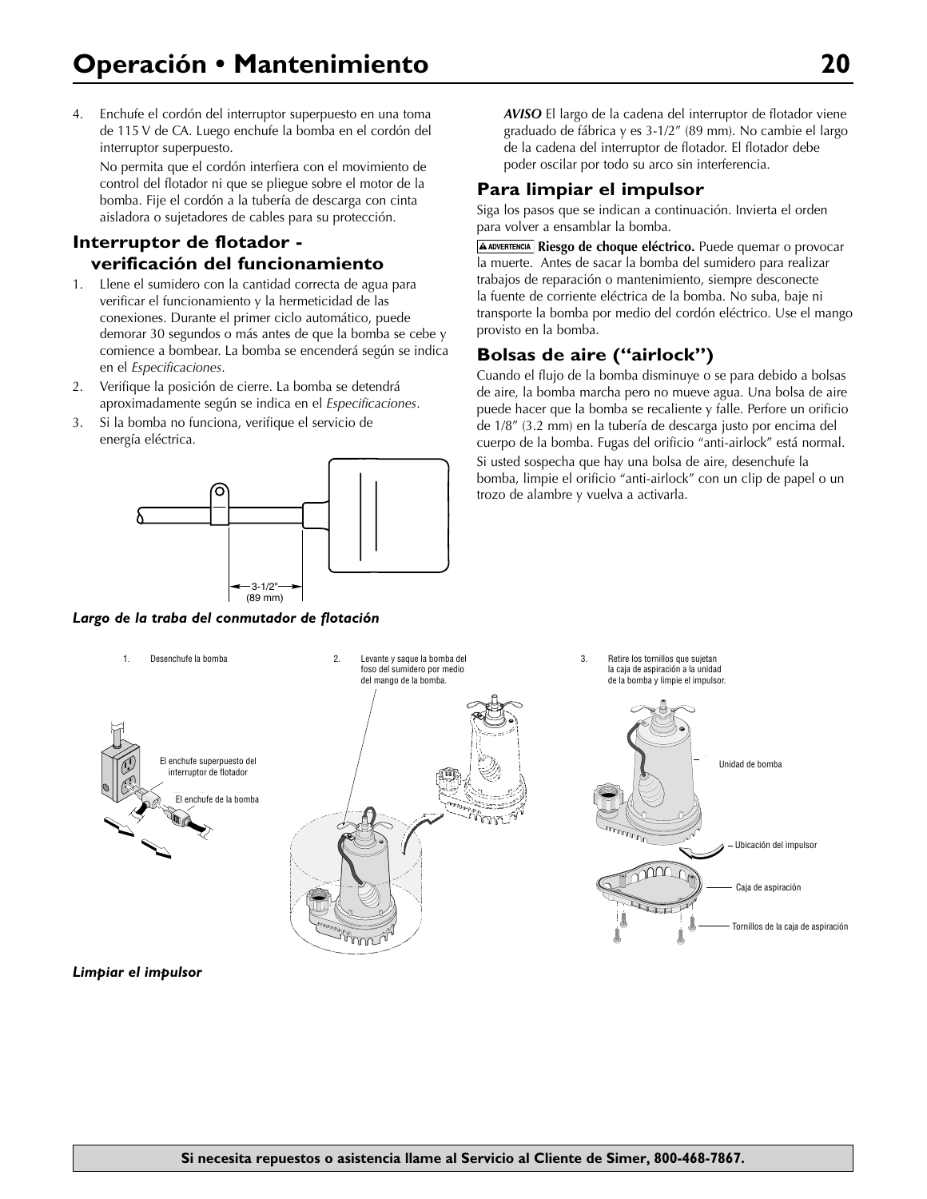4. Enchufe el cordón del interruptor superpuesto en una toma de 115 V de CA. Luego enchufe la bomba en el cordón del interruptor superpuesto.

   No permita que el cordón interfiera con el movimiento de control del flotador ni que se pliegue sobre el motor de la bomba. Fije el cordón a la tubería de descarga con cinta aisladora o sujetadores de cables para su protección.

## Interruptor de flotador - verificación del funcionamiento

1. Llene el sumidero con la cantidad correcta de agua para verificar el funcionamiento y la hermeticidad de las conexiones. Durante el primer ciclo automático, puede demorar 30 segundos o más antes de que la bomba se cebe y comience a bombear. La bomba se encenderá según se indica en el *Especificaciones*.
2. Verifique la posición de cierre. La bomba se detendrá aproximadamente según se indica en el *Especificaciones*.
3. Si la bomba no funciona, verifique el servicio de energía eléctrica.

3-1/2" (89 mm)

***Largo de la traba del conmutador de flotación***

***AVISO*** El largo de la cadena del interruptor de flotador viene graduado de fábrica y es 3-1/2" (89 mm). No cambie el largo de la cadena del interruptor de flotador. El flotador debe poder oscilar por todo su arco sin interferencia.

## Para limpiar el impulsor

Siga los pasos que se indican a continuación. Invierta el orden para volver a ensamblar la bomba.

**ADVERTENCIA Riesgo de choque eléctrico.** Puede quemar o provocar la muerte. Antes de sacar la bomba del sumidero para realizar trabajos de reparación o mantenimiento, siempre desconecte la fuente de corriente eléctrica de la bomba. No suba, baje ni transporte la bomba por medio del cordón eléctrico. Use el mango provisto en la bomba.

## Bolsas de aire ("airlock")

Cuando el flujo de la bomba disminuye o se para debido a bolsas de aire, la bomba marcha pero no mueve agua. Una bolsa de aire puede hacer que la bomba se recaliente y falle. Perfore un orificio de 1/8" (3.2 mm) en la tubería de descarga justo por encima del cuerpo de la bomba. Fugas del orificio "anti-airlock" está normal. Si usted sospecha que hay una bolsa de aire, desenchufe la bomba, limpie el orificio "anti-airlock" con un clip de papel o un trozo de alambre y vuelva a activarla.

1. Desenchufe la bomba

El enchufe superpuesto del interruptor de flotador

El enchufe de la bomba

2. Levante y saque la bomba del foso del sumidero por medio del mango de la bomba.

3. Retire los tornillos que sujetan la caja de aspiración a la unidad de la bomba y limpie el impulsor.

Unidad de bomba

Ubicación del impulsor

Caja de aspiración

Tornillos de la caja de aspiración

***Limpiar el impulsor***

**Si necesita repuestos o asistencia llame al Servicio al Cliente de Simer, 800-468-7867.**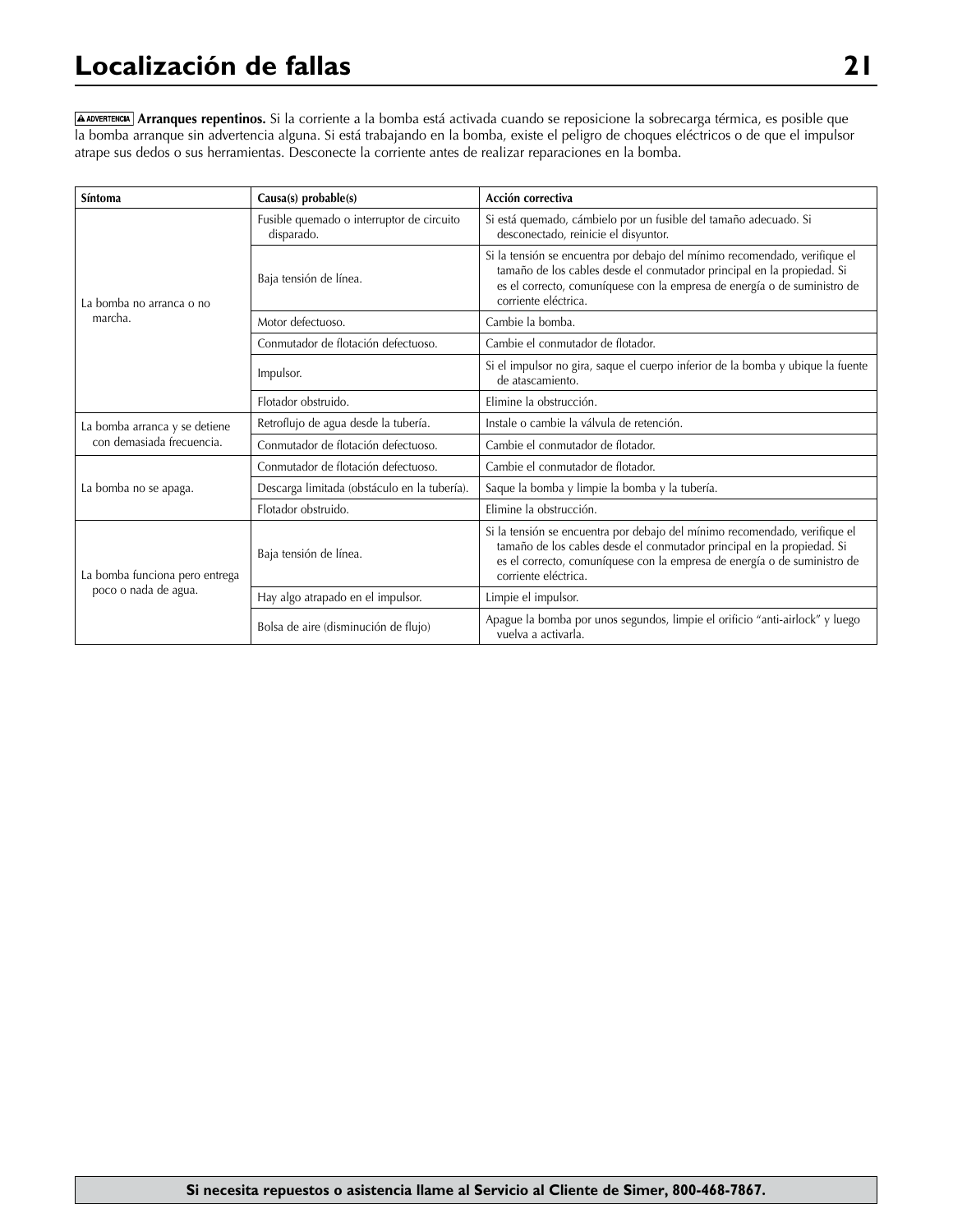# Localización de fallas

**⚠ ADVERTENCIA Arranques repentinos.** Si la corriente a la bomba está activada cuando se reposicione la sobrecarga térmica, es posible que la bomba arranque sin advertencia alguna. Si está trabajando en la bomba, existe el peligro de choques eléctricos o de que el impulsor atrape sus dedos o sus herramientas. Desconecte la corriente antes de realizar reparaciones en la bomba.

| Síntoma | Causa(s) probable(s) | Acción correctiva |
|---|---|---|
| La bomba no arranca o no marcha. | Fusible quemado o interruptor de circuito disparado. | Si está quemado, cámbielo por un fusible del tamaño adecuado. Si desconectado, reinicie el disyuntor. |
| | Baja tensión de línea. | Si la tensión se encuentra por debajo del mínimo recomendado, verifique el tamaño de los cables desde el conmutador principal en la propiedad. Si es el correcto, comuníquese con la empresa de energía o de suministro de corriente eléctrica. |
| | Motor defectuoso. | Cambie la bomba. |
| | Conmutador de flotación defectuoso. | Cambie el conmutador de flotador. |
| | Impulsor. | Si el impulsor no gira, saque el cuerpo inferior de la bomba y ubique la fuente de atascamiento. |
| | Flotador obstruido. | Elimine la obstrucción. |
| La bomba arranca y se detiene con demasiada frecuencia. | Retroflujo de agua desde la tubería. | Instale o cambie la válvula de retención. |
| | Conmutador de flotación defectuoso. | Cambie el conmutador de flotador. |
| La bomba no se apaga. | Conmutador de flotación defectuoso. | Cambie el conmutador de flotador. |
| | Descarga limitada (obstáculo en la tubería). | Saque la bomba y limpie la bomba y la tubería. |
| | Flotador obstruido. | Elimine la obstrucción. |
| La bomba funciona pero entrega poco o nada de agua. | Baja tensión de línea. | Si la tensión se encuentra por debajo del mínimo recomendado, verifique el tamaño de los cables desde el conmutador principal en la propiedad. Si es el correcto, comuníquese con la empresa de energía o de suministro de corriente eléctrica. |
| | Hay algo atrapado en el impulsor. | Limpie el impulsor. |
| | Bolsa de aire (disminución de flujo) | Apague la bomba por unos segundos, limpie el orificio "anti-airlock" y luego vuelva a activarla. |

**Si necesita repuestos o asistencia llame al Servicio al Cliente de Simer, 800-468-7867.**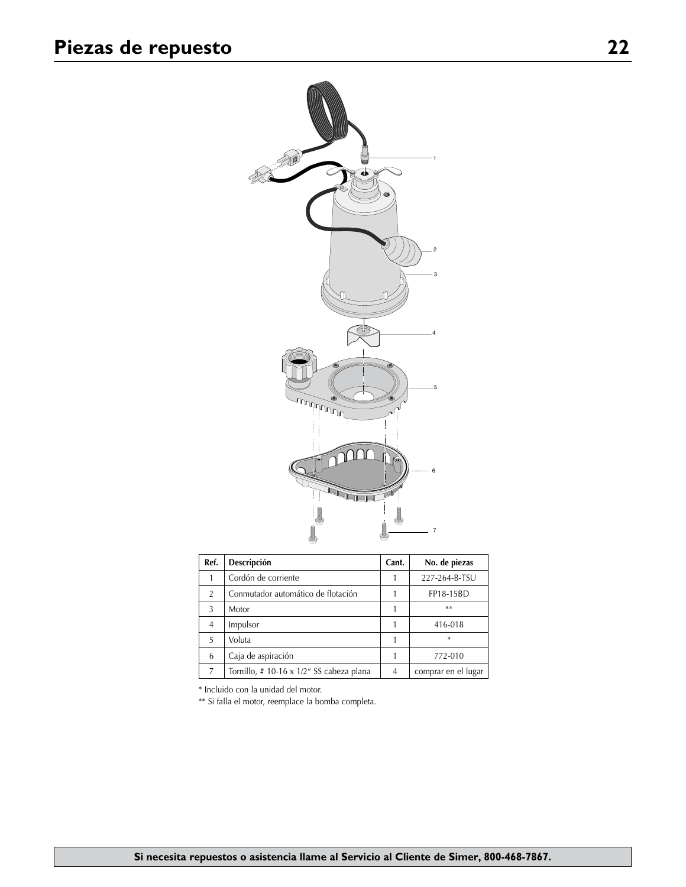# Piezas de repuesto

| Ref. | Descripción | Cant. | No. de piezas |
|---|---|---|---|
| 1 | Cordón de corriente | 1 | 227-264-B-TSU |
| 2 | Conmutador automático de flotación | 1 | FP18-15BD |
| 3 | Motor | 1 | ** |
| 4 | Impulsor | 1 | 416-018 |
| 5 | Voluta | 1 | * |
| 6 | Caja de aspiración | 1 | 772-010 |
| 7 | Tornillo, # 10-16 x 1/2" SS cabeza plana | 4 | comprar en el lugar |

* Incluido con la unidad del motor.

** Si falla el motor, reemplace la bomba completa.

**Si necesita repuestos o asistencia llame al Servicio al Cliente de Simer, 800-468-7867.**